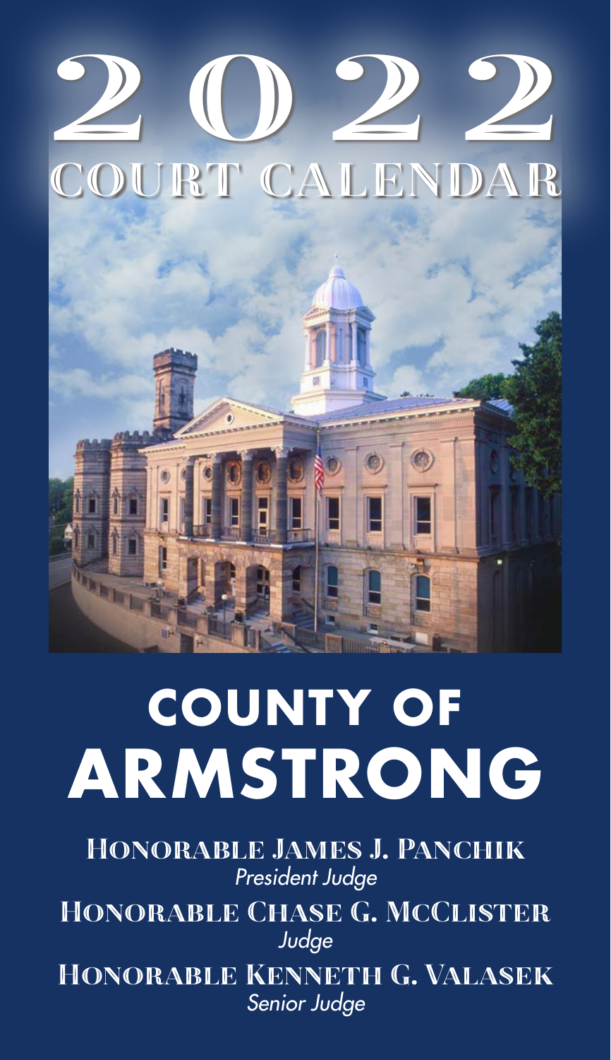# 2022
## COURT CALENDAR

# COUNTY OF ARMSTRONG

**Honorable James J. Panchik**
*President Judge*

**Honorable Chase G. McClister**
*Judge*

**Honorable Kenneth G. Valasek**
*Senior Judge*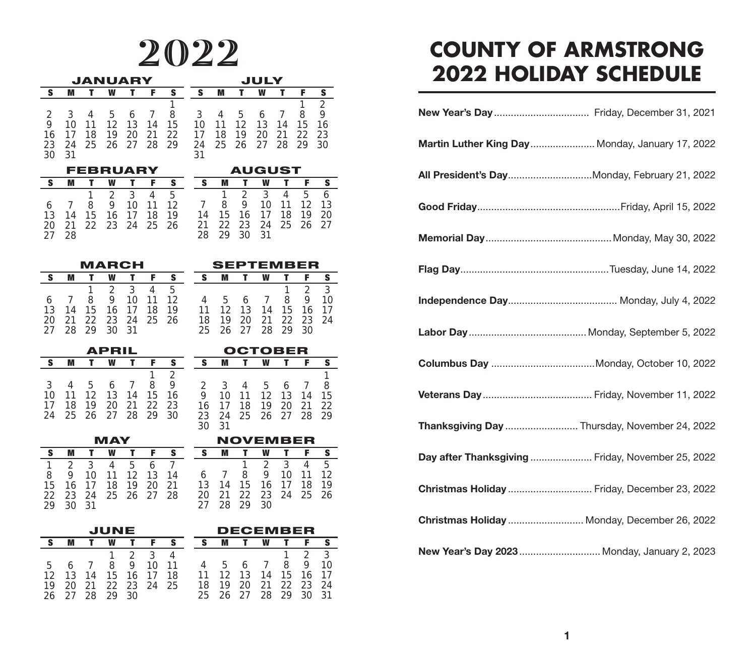# 2022

### JANUARY

| S | M | T | W | T | F | S |
|---|---|---|---|---|---|---|
| | | | | | | 1 |
| 2 | 3 | 4 | 5 | 6 | 7 | 8 |
| 9 | 10 | 11 | 12 | 13 | 14 | 15 |
| 16 | 17 | 18 | 19 | 20 | 21 | 22 |
| 23 | 24 | 25 | 26 | 27 | 28 | 29 |
| 30 | 31 | | | | | |

### FEBRUARY

| S | M | T | W | T | F | S |
|---|---|---|---|---|---|---|
| | | 1 | 2 | 3 | 4 | 5 |
| 6 | 7 | 8 | 9 | 10 | 11 | 12 |
| 13 | 14 | 15 | 16 | 17 | 18 | 19 |
| 20 | 21 | 22 | 23 | 24 | 25 | 26 |
| 27 | 28 | | | | | |

### MARCH

| S | M | T | W | T | F | S |
|---|---|---|---|---|---|---|
| | | 1 | 2 | 3 | 4 | 5 |
| 6 | 7 | 8 | 9 | 10 | 11 | 12 |
| 13 | 14 | 15 | 16 | 17 | 18 | 19 |
| 20 | 21 | 22 | 23 | 24 | 25 | 26 |
| 27 | 28 | 29 | 30 | 31 | | |

### APRIL

| S | M | T | W | T | F | S |
|---|---|---|---|---|---|---|
| | | | | | 1 | 2 |
| 3 | 4 | 5 | 6 | 7 | 8 | 9 |
| 10 | 11 | 12 | 13 | 14 | 15 | 16 |
| 17 | 18 | 19 | 20 | 21 | 22 | 23 |
| 24 | 25 | 26 | 27 | 28 | 29 | 30 |

### MAY

| S | M | T | W | T | F | S |
|---|---|---|---|---|---|---|
| 1 | 2 | 3 | 4 | 5 | 6 | 7 |
| 8 | 9 | 10 | 11 | 12 | 13 | 14 |
| 15 | 16 | 17 | 18 | 19 | 20 | 21 |
| 22 | 23 | 24 | 25 | 26 | 27 | 28 |
| 29 | 30 | 31 | | | | |

### JUNE

| S | M | T | W | T | F | S |
|---|---|---|---|---|---|---|
| | | | 1 | 2 | 3 | 4 |
| 5 | 6 | 7 | 8 | 9 | 10 | 11 |
| 12 | 13 | 14 | 15 | 16 | 17 | 18 |
| 19 | 20 | 21 | 22 | 23 | 24 | 25 |
| 26 | 27 | 28 | 29 | 30 | | |

### JULY

| S | M | T | W | T | F | S |
|---|---|---|---|---|---|---|
| | | | | | 1 | 2 |
| 3 | 4 | 5 | 6 | 7 | 8 | 9 |
| 10 | 11 | 12 | 13 | 14 | 15 | 16 |
| 17 | 18 | 19 | 20 | 21 | 22 | 23 |
| 24 | 25 | 26 | 27 | 28 | 29 | 30 |
| 31 | | | | | | |

### AUGUST

| S | M | T | W | T | F | S |
|---|---|---|---|---|---|---|
| | 1 | 2 | 3 | 4 | 5 | 6 |
| 7 | 8 | 9 | 10 | 11 | 12 | 13 |
| 14 | 15 | 16 | 17 | 18 | 19 | 20 |
| 21 | 22 | 23 | 24 | 25 | 26 | 27 |
| 28 | 29 | 30 | 31 | | | |

### SEPTEMBER

| S | M | T | W | T | F | S |
|---|---|---|---|---|---|---|
| | | | | 1 | 2 | 3 |
| 4 | 5 | 6 | 7 | 8 | 9 | 10 |
| 11 | 12 | 13 | 14 | 15 | 16 | 17 |
| 18 | 19 | 20 | 21 | 22 | 23 | 24 |
| 25 | 26 | 27 | 28 | 29 | 30 | |

### OCTOBER

| S | M | T | W | T | F | S |
|---|---|---|---|---|---|---|
| | | | | | | 1 |
| 2 | 3 | 4 | 5 | 6 | 7 | 8 |
| 9 | 10 | 11 | 12 | 13 | 14 | 15 |
| 16 | 17 | 18 | 19 | 20 | 21 | 22 |
| 23 | 24 | 25 | 26 | 27 | 28 | 29 |
| 30 | 31 | | | | | |

### NOVEMBER

| S | M | T | W | T | F | S |
|---|---|---|---|---|---|---|
| | | 1 | 2 | 3 | 4 | 5 |
| 6 | 7 | 8 | 9 | 10 | 11 | 12 |
| 13 | 14 | 15 | 16 | 17 | 18 | 19 |
| 20 | 21 | 22 | 23 | 24 | 25 | 26 |
| 27 | 28 | 29 | 30 | | | |

### DECEMBER

| S | M | T | W | T | F | S |
|---|---|---|---|---|---|---|
| | | | | 1 | 2 | 3 |
| 4 | 5 | 6 | 7 | 8 | 9 | 10 |
| 11 | 12 | 13 | 14 | 15 | 16 | 17 |
| 18 | 19 | 20 | 21 | 22 | 23 | 24 |
| 25 | 26 | 27 | 28 | 29 | 30 | 31 |

# COUNTY OF ARMSTRONG 2022 HOLIDAY SCHEDULE

**New Year's Day**.................................. Friday, December 31, 2021

**Martin Luther King Day**....................... Monday, January 17, 2022

**All President's Day**..............................Monday, February 21, 2022

**Good Friday**..................................................Friday, April 15, 2022

**Memorial Day**............................................Monday, May 30, 2022

**Flag Day**....................................................Tuesday, June 14, 2022

**Independence Day**....................................... Monday, July 4, 2022

**Labor Day**..........................................Monday, September 5, 2022

**Columbus Day** .....................................Monday, October 10, 2022

**Veterans Day**...................................... Friday, November 11, 2022

**Thanksgiving Day** .......................... Thursday, November 24, 2022

**Day after Thanksgiving** ...................... Friday, November 25, 2022

**Christmas Holiday** .............................. Friday, December 23, 2022

**Christmas Holiday** ........................... Monday, December 26, 2022

**New Year's Day 2023**............................. Monday, January 2, 2023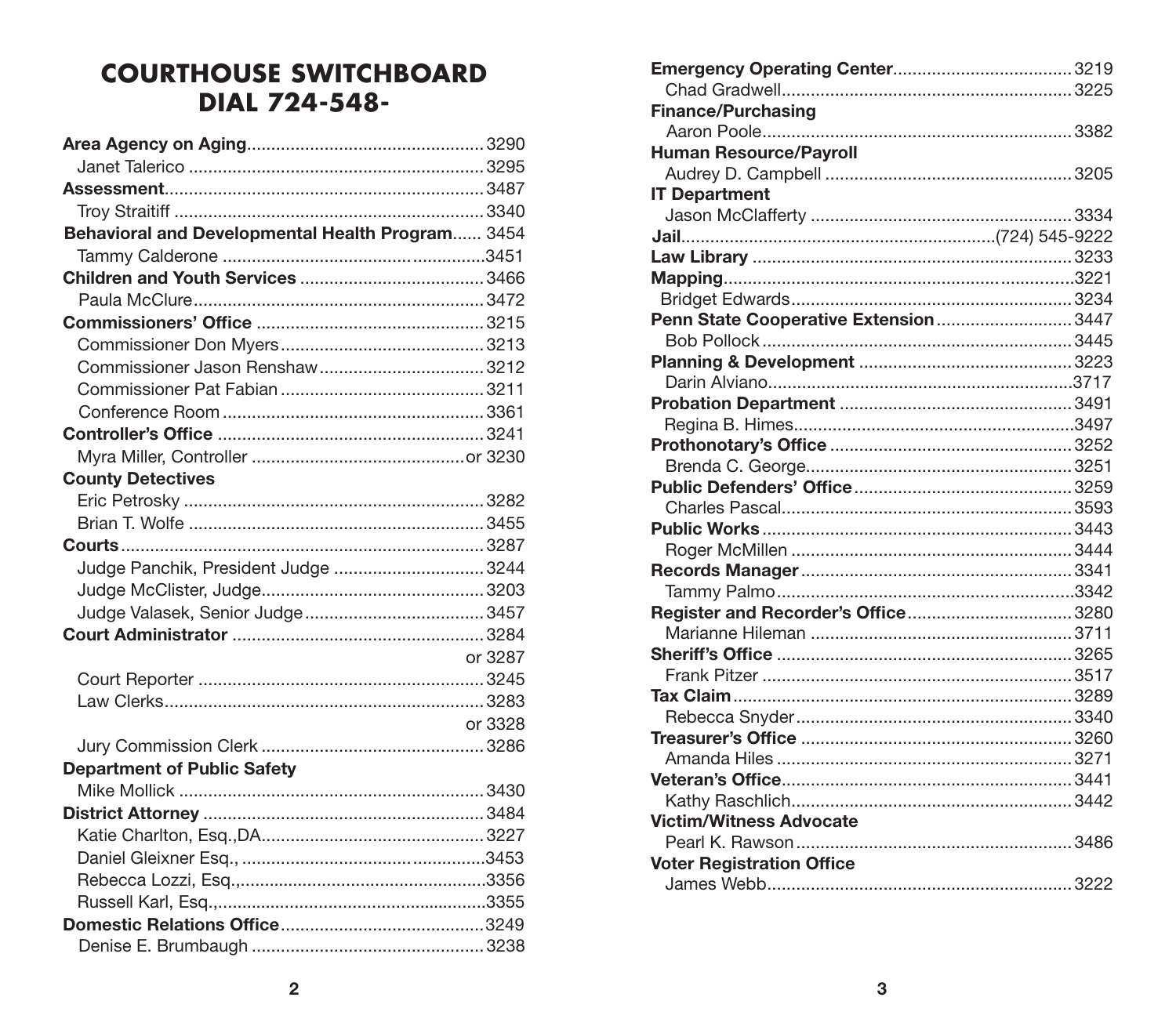# COURTHOUSE SWITCHBOARD
# DIAL 724-548-

**Area Agency on Aging** ........ 3290
Janet Talerico ........ 3295
**Assessment** ........ 3487
Troy Straitiff ........ 3340
**Behavioral and Developmental Health Program** ........ 3454
Tammy Calderone ........ 3451
**Children and Youth Services** ........ 3466
Paula McClure ........ 3472
**Commissioners' Office** ........ 3215
Commissioner Don Myers ........ 3213
Commissioner Jason Renshaw ........ 3212
Commissioner Pat Fabian ........ 3211
Conference Room ........ 3361
**Controller's Office** ........ 3241
Myra Miller, Controller ........ or 3230
**County Detectives**
Eric Petrosky ........ 3282
Brian T. Wolfe ........ 3455
**Courts** ........ 3287
Judge Panchik, President Judge ........ 3244
Judge McClister, Judge ........ 3203
Judge Valasek, Senior Judge ........ 3457
**Court Administrator** ........ 3284
or 3287
Court Reporter ........ 3245
Law Clerks ........ 3283
or 3328
Jury Commission Clerk ........ 3286
**Department of Public Safety**
Mike Mollick ........ 3430
**District Attorney** ........ 3484
Katie Charlton, Esq.,DA ........ 3227
Daniel Gleixner Esq., ........ 3453
Rebecca Lozzi, Esq., ........ 3356
Russell Karl, Esq., ........ 3355
**Domestic Relations Office** ........ 3249
Denise E. Brumbaugh ........ 3238

**Emergency Operating Center** ........ 3219
Chad Gradwell ........ 3225
**Finance/Purchasing**
Aaron Poole ........ 3382
**Human Resource/Payroll**
Audrey D. Campbell ........ 3205
**IT Department**
Jason McClafferty ........ 3334
**Jail** ........ (724) 545-9222
**Law Library** ........ 3233
**Mapping** ........ 3221
Bridget Edwards ........ 3234
**Penn State Cooperative Extension** ........ 3447
Bob Pollock ........ 3445
**Planning & Development** ........ 3223
Darin Alviano ........ 3717
**Probation Department** ........ 3491
Regina B. Himes ........ 3497
**Prothonotary's Office** ........ 3252
Brenda C. George ........ 3251
**Public Defenders' Office** ........ 3259
Charles Pascal ........ 3593
**Public Works** ........ 3443
Roger McMillen ........ 3444
**Records Manager** ........ 3341
Tammy Palmo ........ 3342
**Register and Recorder's Office** ........ 3280
Marianne Hileman ........ 3711
**Sheriff's Office** ........ 3265
Frank Pitzer ........ 3517
**Tax Claim** ........ 3289
Rebecca Snyder ........ 3340
**Treasurer's Office** ........ 3260
Amanda Hiles ........ 3271
**Veteran's Office** ........ 3441
Kathy Raschlich ........ 3442
**Victim/Witness Advocate**
Pearl K. Rawson ........ 3486
**Voter Registration Office**
James Webb ........ 3222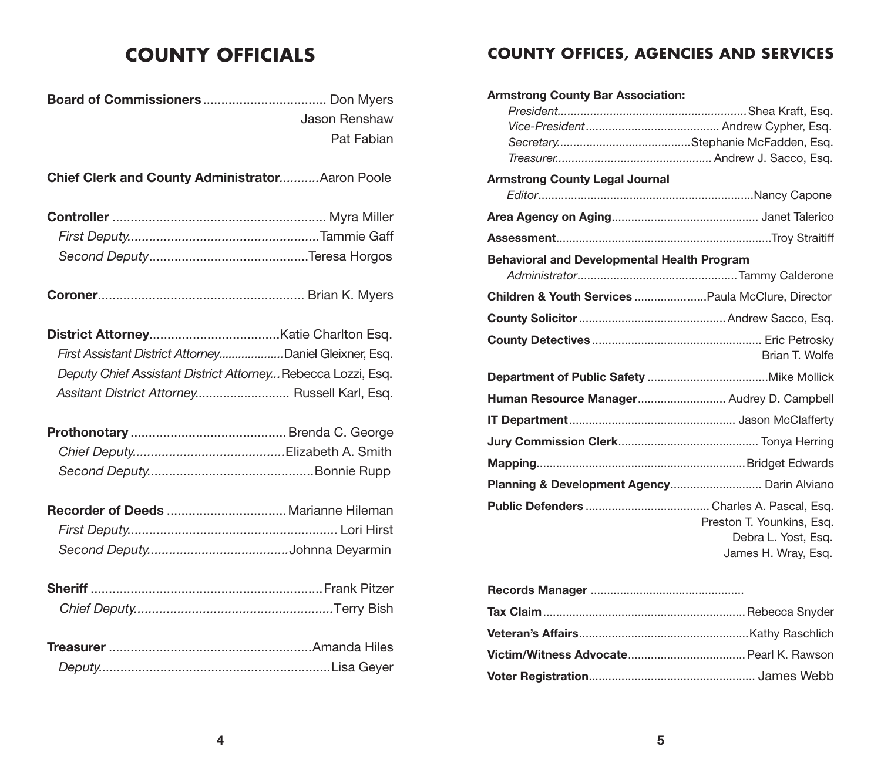# COUNTY OFFICIALS

**Board of Commissioners** .................................. Don Myers
Jason Renshaw
Pat Fabian

**Chief Clerk and County Administrator**...........Aaron Poole

**Controller** ........................................................... Myra Miller
*First Deputy*.....................................................Tammie Gaff
*Second Deputy*............................................Teresa Horgos

**Coroner**......................................................... Brian K. Myers

**District Attorney**....................................Katie Charlton Esq.
*First Assistant District Attorney*....................Daniel Gleixner, Esq.
*Deputy Chief Assistant District Attorney*...Rebecca Lozzi, Esq.
*Assitant District Attorney*.......................... Russell Karl, Esq.

**Prothonotary** ...........................................Brenda C. George
*Chief Deputy*..........................................Elizabeth A. Smith
*Second Deputy*.............................................Bonnie Rupp

**Recorder of Deeds** .................................Marianne Hileman
*First Deputy*........................................................... Lori Hirst
*Second Deputy*.......................................Johnna Deyarmin

**Sheriff** .................................................................Frank Pitzer
*Chief Deputy*.......................................................Terry Bish

**Treasurer** ........................................................Amanda Hiles
*Deputy*................................................................Lisa Geyer

# COUNTY OFFICES, AGENCIES AND SERVICES

**Armstrong County Bar Association:**
*President*.........................................................Shea Kraft, Esq.
*Vice-President*......................................... Andrew Cypher, Esq.
*Secretary*.........................................Stephanie McFadden, Esq.
*Treasurer*................................................ Andrew J. Sacco, Esq.

**Armstrong County Legal Journal**
*Editor*..................................................................Nancy Capone

**Area Agency on Aging**............................................ Janet Talerico

**Assessment**.................................................................Troy Straitiff

**Behavioral and Developmental Health Program**
*Administrator*................................................Tammy Calderone

**Children & Youth Services** ......................Paula McClure, Director

**County Solicitor** ............................................ Andrew Sacco, Esq.

**County Detectives** ................................................... Eric Petrosky
Brian T. Wolfe

**Department of Public Safety** ....................................Mike Mollick

**Human Resource Manager**........................... Audrey D. Campbell

**IT Department**.................................................. Jason McClafferty

**Jury Commission Clerk**........................................... Tonya Herring

**Mapping**...............................................................Bridget Edwards

**Planning & Development Agency**............................ Darin Alviano

**Public Defenders** ...................................... Charles A. Pascal, Esq.
Preston T. Younkins, Esq.
Debra L. Yost, Esq.
James H. Wray, Esq.

**Records Manager** ..............................................

**Tax Claim**.............................................................Rebecca Snyder

**Veteran's Affairs**...................................................Kathy Raschlich

**Victim/Witness Advocate**.................................... Pearl K. Rawson

**Voter Registration**.................................................. James Webb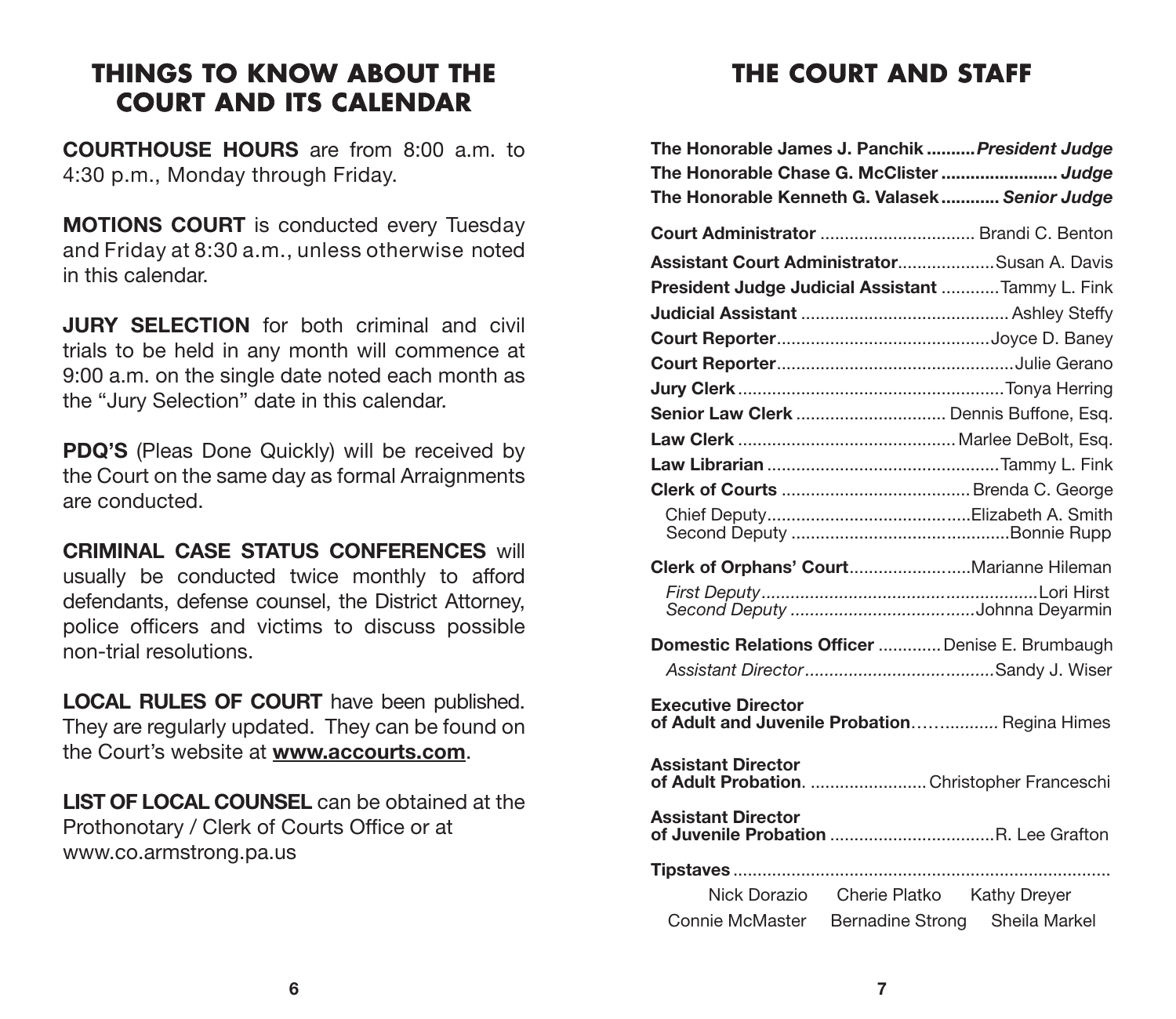## THINGS TO KNOW ABOUT THE COURT AND ITS CALENDAR

**COURTHOUSE HOURS** are from 8:00 a.m. to 4:30 p.m., Monday through Friday.

**MOTIONS COURT** is conducted every Tuesday and Friday at 8:30 a.m., unless otherwise noted in this calendar.

**JURY SELECTION** for both criminal and civil trials to be held in any month will commence at 9:00 a.m. on the single date noted each month as the "Jury Selection" date in this calendar.

**PDQ'S** (Pleas Done Quickly) will be received by the Court on the same day as formal Arraignments are conducted.

**CRIMINAL CASE STATUS CONFERENCES** will usually be conducted twice monthly to afford defendants, defense counsel, the District Attorney, police officers and victims to discuss possible non-trial resolutions.

**LOCAL RULES OF COURT** have been published. They are regularly updated. They can be found on the Court's website at **www.accourts.com**.

**LIST OF LOCAL COUNSEL** can be obtained at the Prothonotary / Clerk of Courts Office or at www.co.armstrong.pa.us

## THE COURT AND STAFF

**The Honorable James J. Panchik** .......... ***President Judge***
**The Honorable Chase G. McClister** ........................ ***Judge***
**The Honorable Kenneth G. Valasek** ............ ***Senior Judge***

**Court Administrator** ................................ Brandi C. Benton

**Assistant Court Administrator** .................... Susan A. Davis

**President Judge Judicial Assistant** ............ Tammy L. Fink

**Judicial Assistant** .......................................... Ashley Steffy

**Court Reporter** ............................................ Joyce D. Baney

**Court Reporter** ................................................ Julie Gerano

**Jury Clerk** ...................................................... Tonya Herring

**Senior Law Clerk** .............................. Dennis Buffone, Esq.

**Law Clerk** ............................................ Marlee DeBolt, Esq.

**Law Librarian** ................................................ Tammy L. Fink

**Clerk of Courts** ...................................... Brenda C. George

Chief Deputy .......................................... Elizabeth A. Smith
Second Deputy ............................................ Bonnie Rupp

**Clerk of Orphans' Court** ......................... Marianne Hileman

*First Deputy* ......................................................... Lori Hirst
*Second Deputy* ...................................... Johnna Deyarmin

**Domestic Relations Officer** ............. Denise E. Brumbaugh

*Assistant Director* ....................................... Sandy J. Wiser

**Executive Director of Adult and Juvenile Probation** ................. Regina Himes

**Assistant Director of Adult Probation** ........................ Christopher Franceschi

**Assistant Director of Juvenile Probation** ................................. R. Lee Grafton

**Tipstaves** .............................................................................

Nick Dorazio, Cherie Platko, Kathy Dreyer, Connie McMaster, Bernadine Strong, Sheila Markel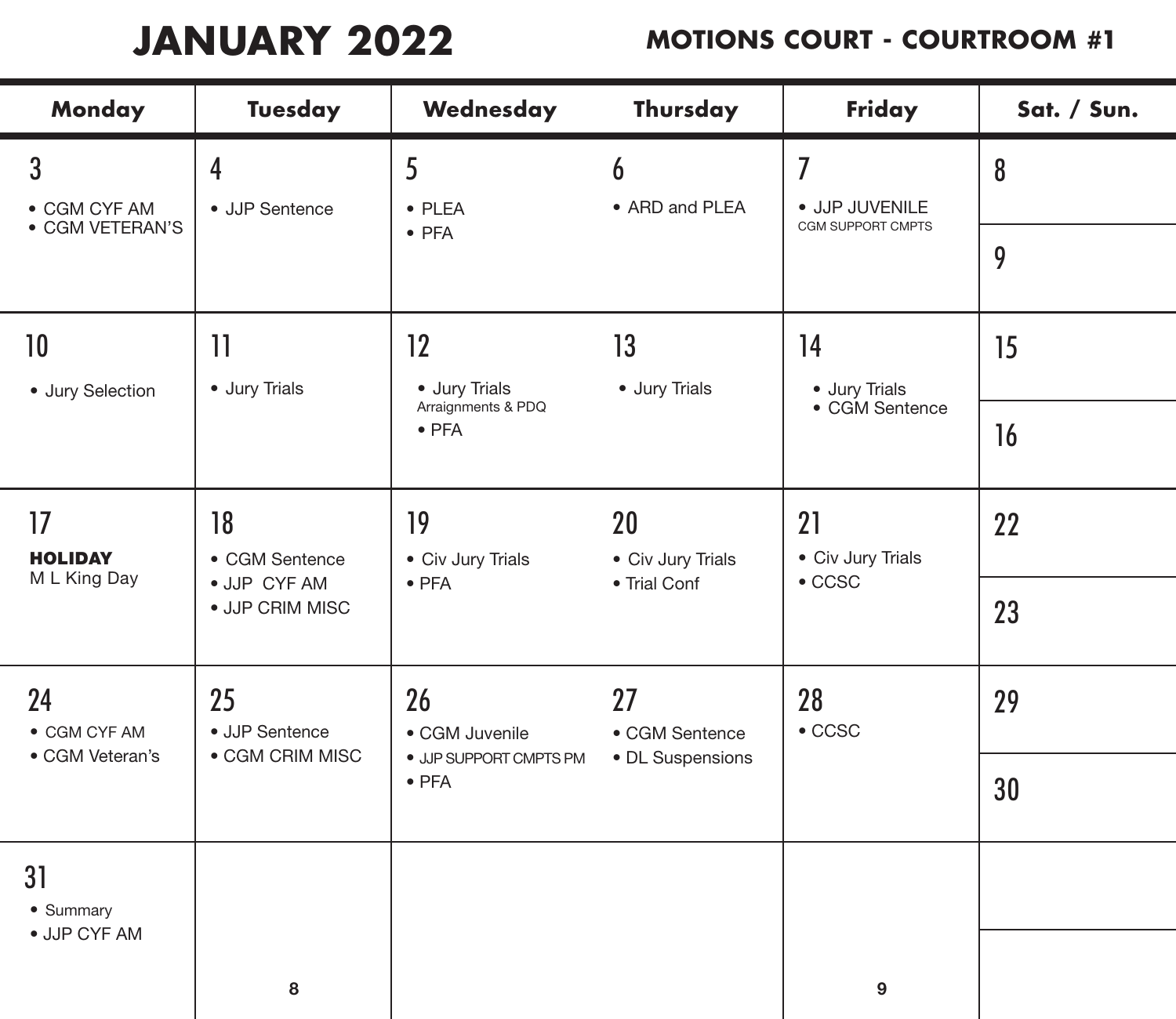# JANUARY 2022

## MOTIONS COURT - COURTROOM #1

| Monday | Tuesday | Wednesday | Thursday | Friday | Sat. / Sun. |
|---|---|---|---|---|---|
| 3<br>• CGM CYF AM<br>• CGM VETERAN'S | 4<br>• JJP Sentence | 5<br>• PLEA<br>• PFA | 6<br>• ARD and PLEA | 7<br>• JJP JUVENILE<br>CGM SUPPORT CMPTS | 8<br><br>9 |
| 10<br>• Jury Selection | 11<br>• Jury Trials | 12<br>• Jury Trials<br>Arraignments & PDQ<br>• PFA | 13<br>• Jury Trials | 14<br>• Jury Trials<br>• CGM Sentence | 15<br><br>16 |
| 17<br>**HOLIDAY**<br>M L King Day | 18<br>• CGM Sentence<br>• JJP CYF AM<br>• JJP CRIM MISC | 19<br>• Civ Jury Trials<br>• PFA | 20<br>• Civ Jury Trials<br>• Trial Conf | 21<br>• Civ Jury Trials<br>• CCSC | 22<br><br>23 |
| 24<br>• CGM CYF AM<br>• CGM Veteran's | 25<br>• JJP Sentence<br>• CGM CRIM MISC | 26<br>• CGM Juvenile<br>• JJP SUPPORT CMPTS PM<br>• PFA | 27<br>• CGM Sentence<br>• DL Suspensions | 28<br>• CCSC | 29<br><br>30 |
| 31<br>• Summary<br>• JJP CYF AM | | | | | |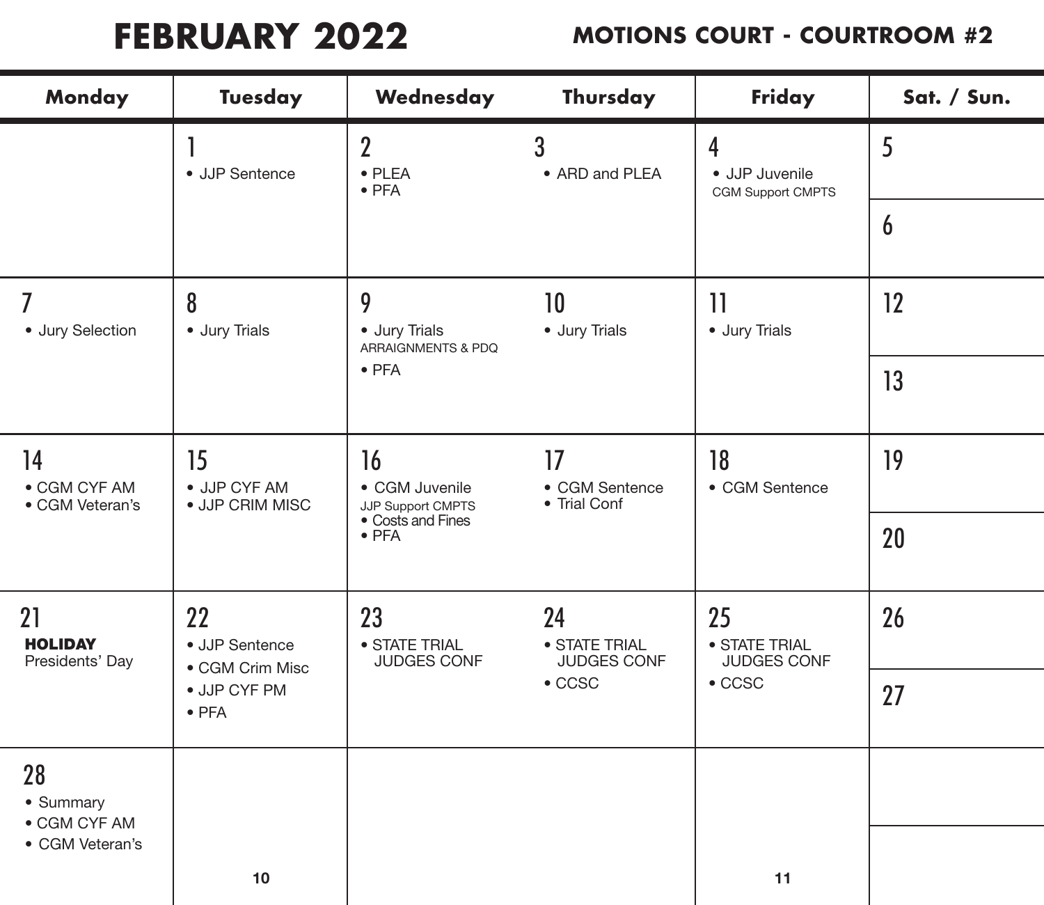# FEBRUARY 2022

## MOTIONS COURT - COURTROOM #2

| Monday | Tuesday | Wednesday | Thursday | Friday | Sat. / Sun. |
|---|---|---|---|---|---|
| | 1 • JJP Sentence | 2 • PLEA • PFA | 3 • ARD and PLEA | 4 • JJP Juvenile CGM Support CMPTS | 5 / 6 |
| 7 • Jury Selection | 8 • Jury Trials | 9 • Jury Trials ARRAIGNMENTS & PDQ • PFA | 10 • Jury Trials | 11 • Jury Trials | 12 / 13 |
| 14 • CGM CYF AM • CGM Veteran's | 15 • JJP CYF AM • JJP CRIM MISC | 16 • CGM Juvenile JJP Support CMPTS • Costs and Fines • PFA | 17 • CGM Sentence • Trial Conf | 18 • CGM Sentence | 19 / 20 |
| 21 **HOLIDAY** Presidents' Day | 22 • JJP Sentence • CGM Crim Misc • JJP CYF PM • PFA | 23 • STATE TRIAL JUDGES CONF | 24 • STATE TRIAL JUDGES CONF • CCSC | 25 • STATE TRIAL JUDGES CONF • CCSC | 26 / 27 |
| 28 • Summary • CGM CYF AM • CGM Veteran's | | | | | |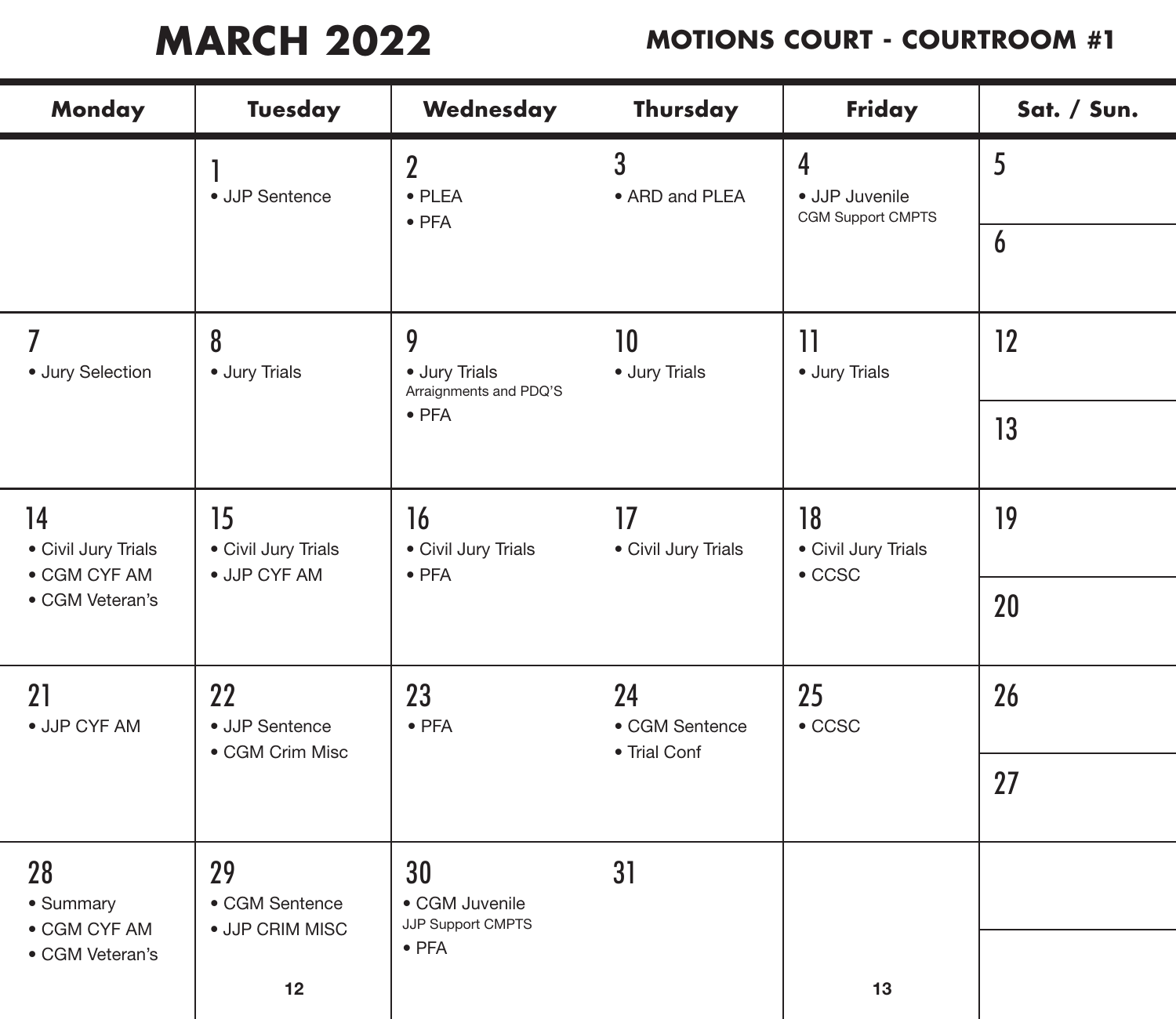# MARCH 2022

## MOTIONS COURT - COURTROOM #1

| Monday | Tuesday | Wednesday | Thursday | Friday | Sat. / Sun. |
|---|---|---|---|---|---|
| | 1<br>• JJP Sentence | 2<br>• PLEA<br>• PFA | 3<br>• ARD and PLEA | 4<br>• JJP Juvenile<br>CGM Support CMPTS | 5<br><br>6 |
| 7<br>• Jury Selection | 8<br>• Jury Trials | 9<br>• Jury Trials<br>Arraignments and PDQ'S<br>• PFA | 10<br>• Jury Trials | 11<br>• Jury Trials | 12<br><br>13 |
| 14<br>• Civil Jury Trials<br>• CGM CYF AM<br>• CGM Veteran's | 15<br>• Civil Jury Trials<br>• JJP CYF AM | 16<br>• Civil Jury Trials<br>• PFA | 17<br>• Civil Jury Trials | 18<br>• Civil Jury Trials<br>• CCSC | 19<br><br>20 |
| 21<br>• JJP CYF AM | 22<br>• JJP Sentence<br>• CGM Crim Misc | 23<br>• PFA | 24<br>• CGM Sentence<br>• Trial Conf | 25<br>• CCSC | 26<br><br>27 |
| 28<br>• Summary<br>• CGM CYF AM<br>• CGM Veteran's | 29<br>• CGM Sentence<br>• JJP CRIM MISC | 30<br>• CGM Juvenile<br>JJP Support CMPTS<br>• PFA | 31 | | |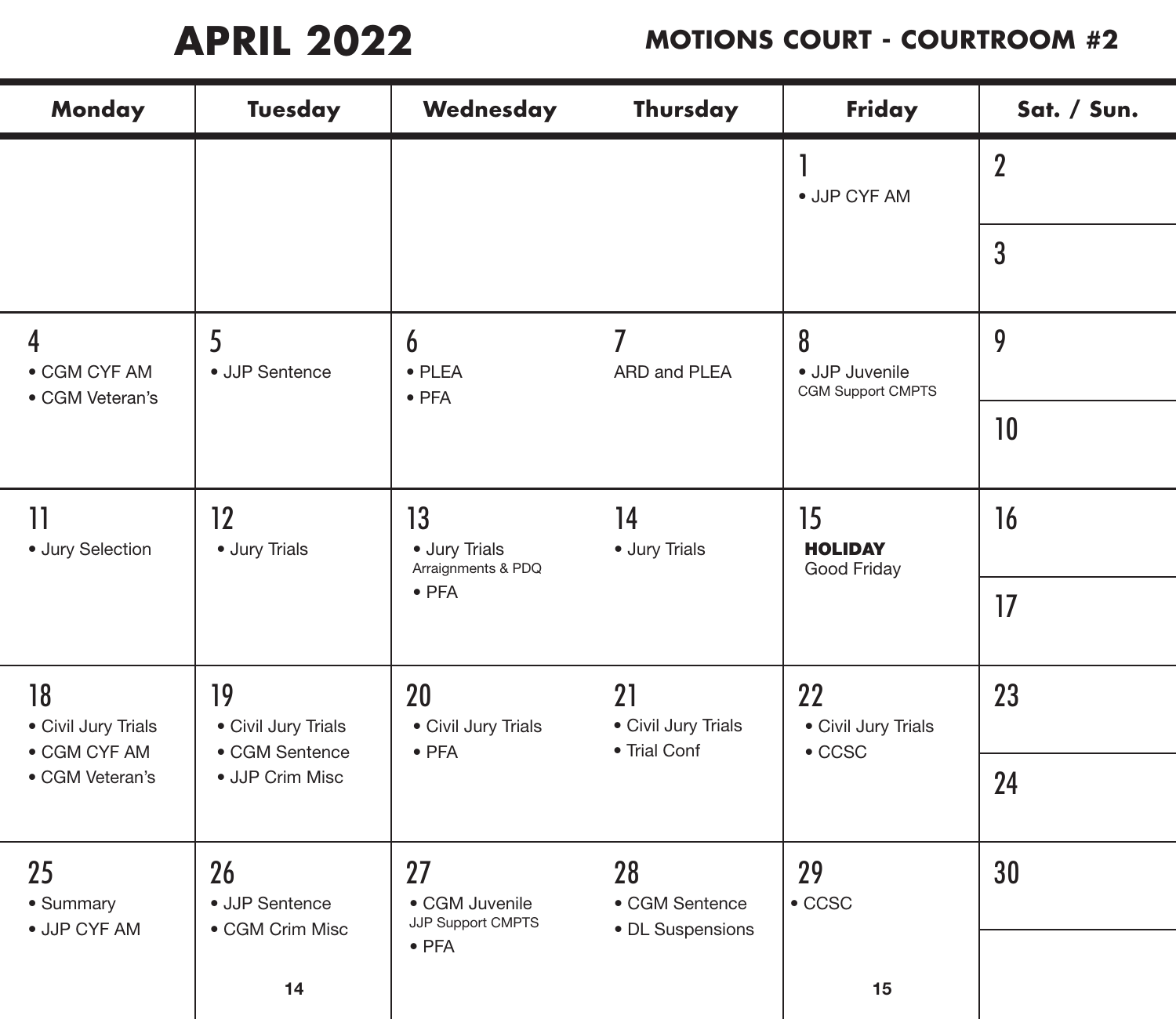# APRIL 2022

## MOTIONS COURT - COURTROOM #2

| Monday | Tuesday | Wednesday | Thursday | Friday | Sat. / Sun. |
|---|---|---|---|---|---|
| | | | | 1 • JJP CYF AM | 2 |
| | | | | | 3 |
| 4 • CGM CYF AM • CGM Veteran's | 5 • JJP Sentence | 6 • PLEA • PFA | 7 ARD and PLEA | 8 • JJP Juvenile CGM Support CMPTS | 9 |
| | | | | | 10 |
| 11 • Jury Selection | 12 • Jury Trials | 13 • Jury Trials Arraignments & PDQ • PFA | 14 • Jury Trials | 15 **HOLIDAY** Good Friday | 16 |
| | | | | | 17 |
| 18 • Civil Jury Trials • CGM CYF AM • CGM Veteran's | 19 • Civil Jury Trials • CGM Sentence • JJP Crim Misc | 20 • Civil Jury Trials • PFA | 21 • Civil Jury Trials • Trial Conf | 22 • Civil Jury Trials • CCSC | 23 |
| | | | | | 24 |
| 25 • Summary • JJP CYF AM | 26 • JJP Sentence • CGM Crim Misc | 27 • CGM Juvenile JJP Support CMPTS • PFA | 28 • CGM Sentence • DL Suspensions | 29 • CCSC | 30 |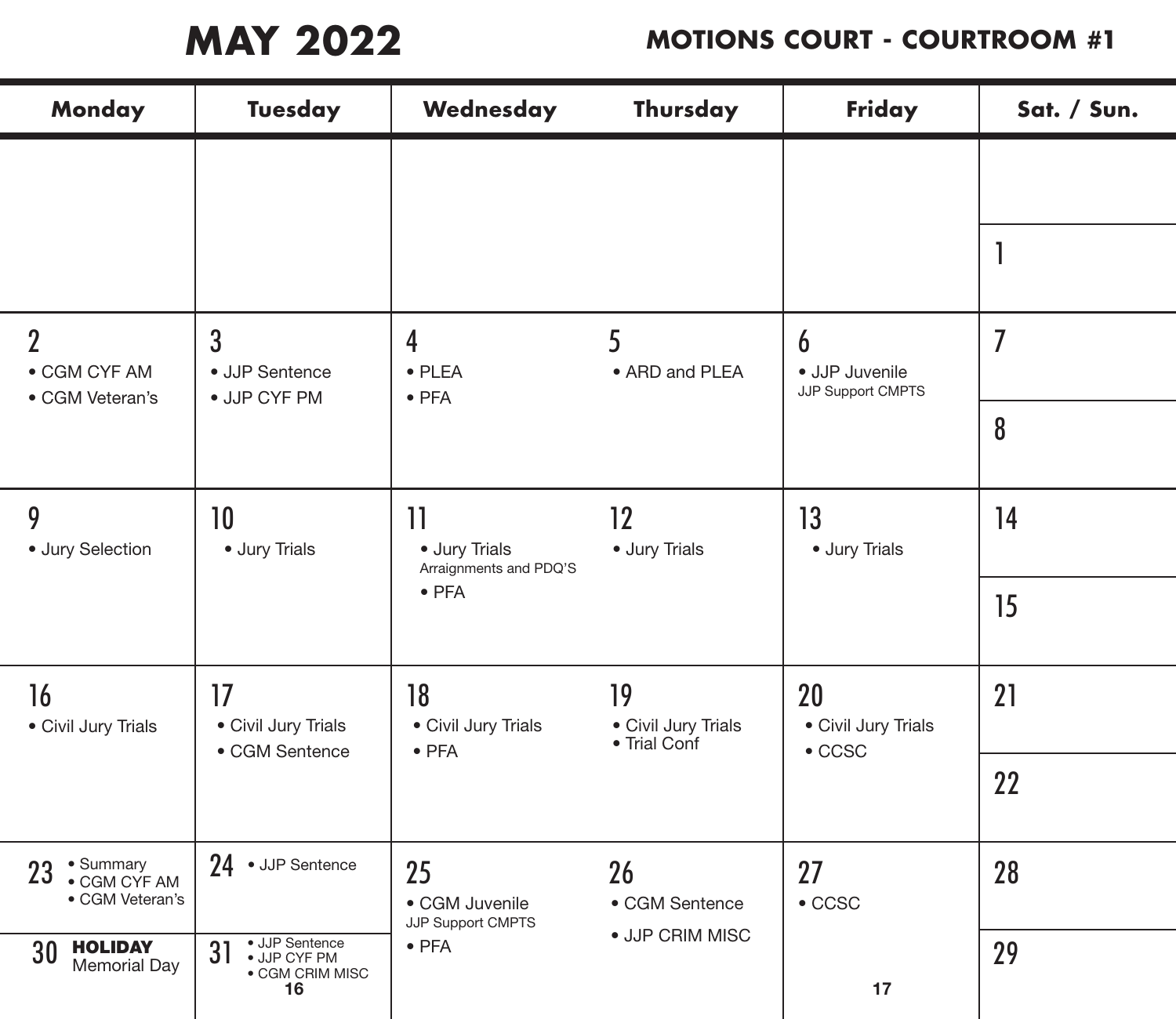# MAY 2022

## MOTIONS COURT - COURTROOM #1

| Monday | Tuesday | Wednesday | Thursday | Friday | Sat. / Sun. |
|---|---|---|---|---|---|
| | | | | | 1 |
| 2 • CGM CYF AM • CGM Veteran's | 3 • JJP Sentence • JJP CYF PM | 4 • PLEA • PFA | 5 • ARD and PLEA | 6 • JJP Juvenile JJP Support CMPTS | 7 / 8 |
| 9 • Jury Selection | 10 • Jury Trials | 11 • Jury Trials Arraignments and PDQ'S • PFA | 12 • Jury Trials | 13 • Jury Trials | 14 / 15 |
| 16 • Civil Jury Trials | 17 • Civil Jury Trials • CGM Sentence | 18 • Civil Jury Trials • PFA | 19 • Civil Jury Trials • Trial Conf | 20 • Civil Jury Trials • CCSC | 21 / 22 |
| 23 • Summary • CGM CYF AM • CGM Veteran's / 30 **HOLIDAY** Memorial Day | 24 • JJP Sentence / 31 • JJP Sentence • JJP CYF PM • CGM CRIM MISC | 25 • CGM Juvenile JJP Support CMPTS • PFA | 26 • CGM Sentence • JJP CRIM MISC | 27 • CCSC | 28 / 29 |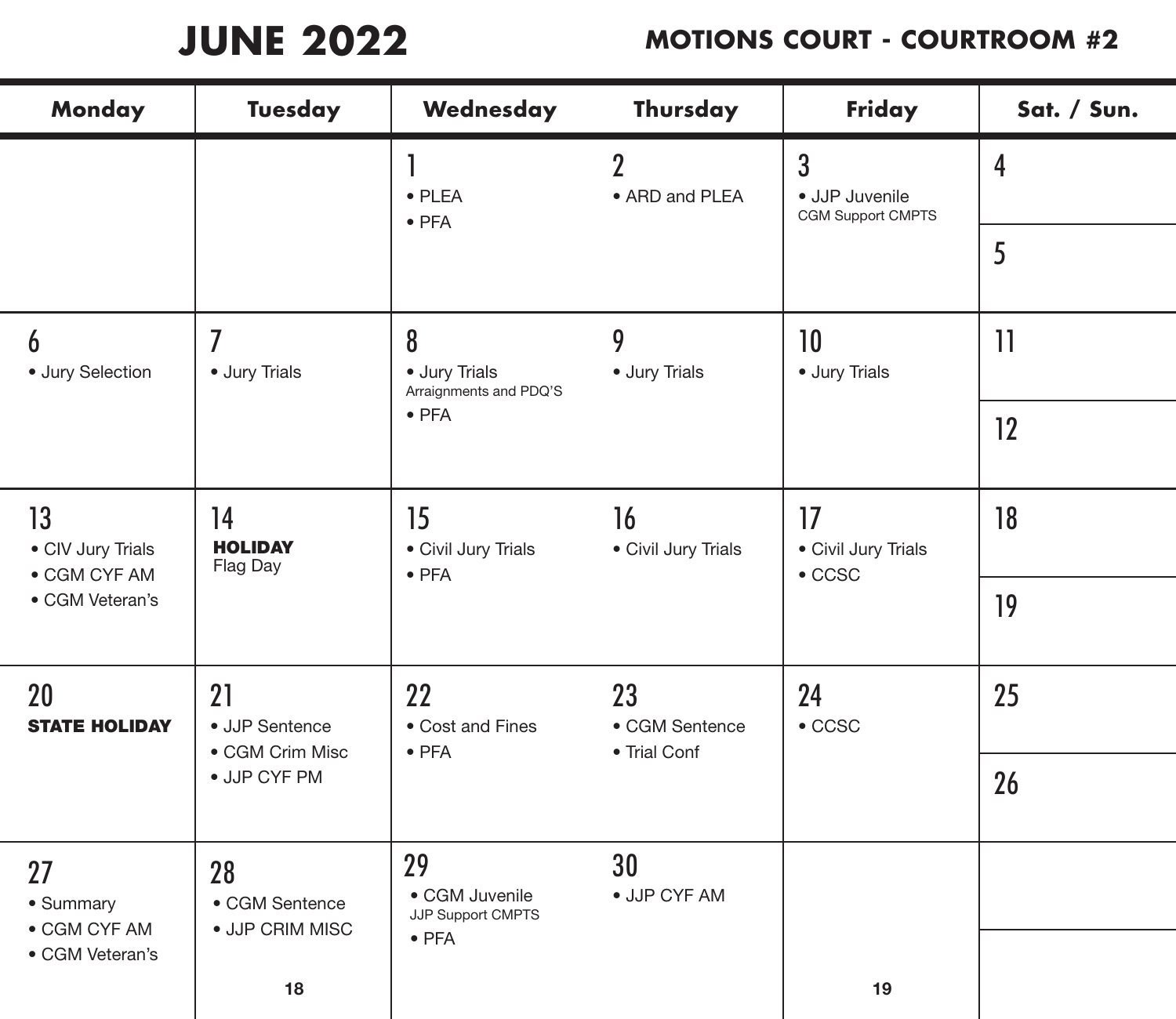# JUNE 2022

## MOTIONS COURT - COURTROOM #2

| Monday | Tuesday | Wednesday | Thursday | Friday | Sat. / Sun. |
|---|---|---|---|---|---|
| | | 1<br>• PLEA<br>• PFA | 2<br>• ARD and PLEA | 3<br>• JJP Juvenile<br>CGM Support CMPTS | 4<br><br>5 |
| 6<br>• Jury Selection | 7<br>• Jury Trials | 8<br>• Jury Trials<br>Arraignments and PDQ'S<br>• PFA | 9<br>• Jury Trials | 10<br>• Jury Trials | 11<br><br>12 |
| 13<br>• CIV Jury Trials<br>• CGM CYF AM<br>• CGM Veteran's | 14<br>**HOLIDAY**<br>Flag Day | 15<br>• Civil Jury Trials<br>• PFA | 16<br>• Civil Jury Trials | 17<br>• Civil Jury Trials<br>• CCSC | 18<br><br>19 |
| 20<br>**STATE HOLIDAY** | 21<br>• JJP Sentence<br>• CGM Crim Misc<br>• JJP CYF PM | 22<br>• Cost and Fines<br>• PFA | 23<br>• CGM Sentence<br>• Trial Conf | 24<br>• CCSC | 25<br><br>26 |
| 27<br>• Summary<br>• CGM CYF AM<br>• CGM Veteran's | 28<br>• CGM Sentence<br>• JJP CRIM MISC | 29<br>• CGM Juvenile<br>JJP Support CMPTS<br>• PFA | 30<br>• JJP CYF AM | | |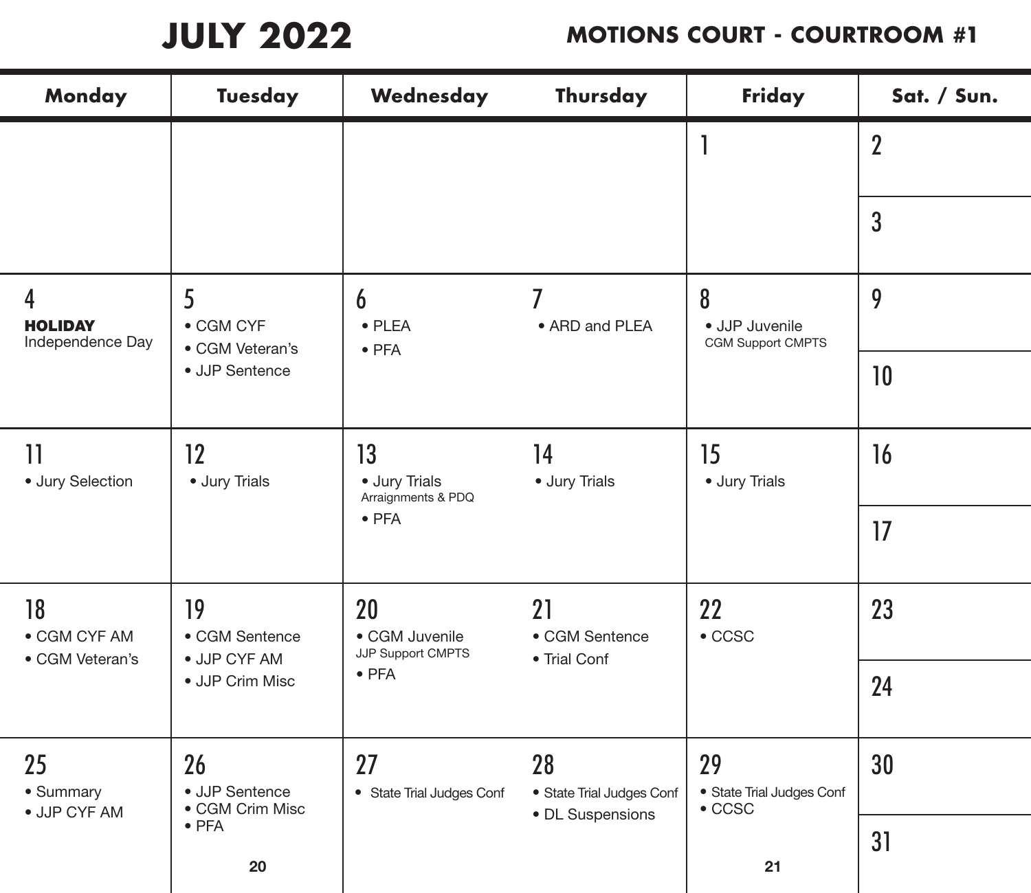# JULY 2022

## MOTIONS COURT - COURTROOM #1

| Monday | Tuesday | Wednesday | Thursday | Friday | Sat. / Sun. |
|---|---|---|---|---|---|
| | | | | 1 | 2<br><br>3 |
| 4<br>**HOLIDAY**<br>Independence Day | 5<br>• CGM CYF<br>• CGM Veteran's<br>• JJP Sentence | 6<br>• PLEA<br>• PFA | 7<br>• ARD and PLEA | 8<br>• JJP Juvenile<br>CGM Support CMPTS | 9<br><br>10 |
| 11<br>• Jury Selection | 12<br>• Jury Trials | 13<br>• Jury Trials<br>Arraignments & PDQ<br>• PFA | 14<br>• Jury Trials | 15<br>• Jury Trials | 16<br><br>17 |
| 18<br>• CGM CYF AM<br>• CGM Veteran's | 19<br>• CGM Sentence<br>• JJP CYF AM<br>• JJP Crim Misc | 20<br>• CGM Juvenile<br>JJP Support CMPTS<br>• PFA | 21<br>• CGM Sentence<br>• Trial Conf | 22<br>• CCSC | 23<br><br>24 |
| 25<br>• Summary<br>• JJP CYF AM | 26<br>• JJP Sentence<br>• CGM Crim Misc<br>• PFA | 27<br>• State Trial Judges Conf | 28<br>• State Trial Judges Conf<br>• DL Suspensions | 29<br>• State Trial Judges Conf<br>• CCSC | 30<br><br>31 |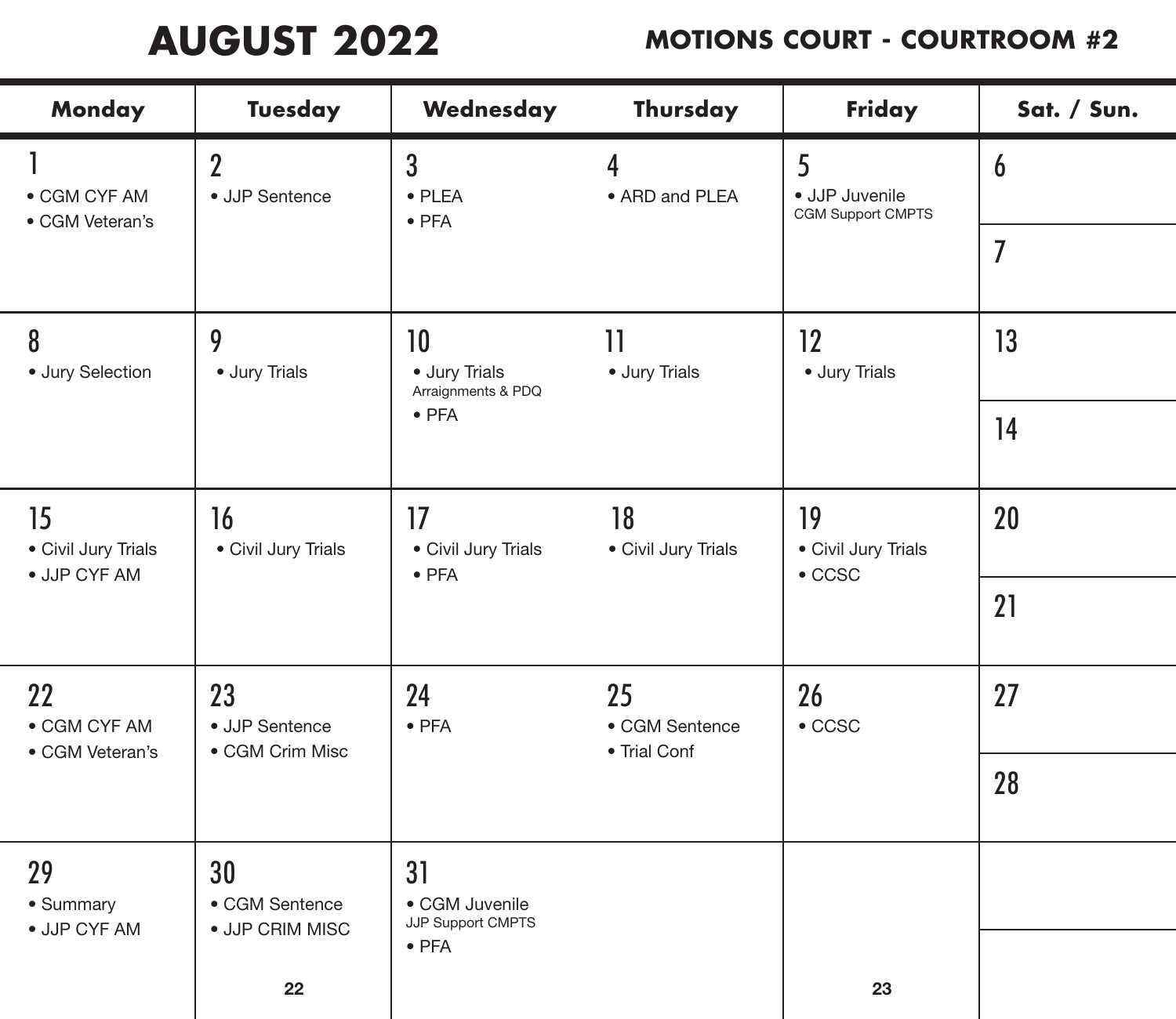# AUGUST 2022

## MOTIONS COURT - COURTROOM #2

| Monday | Tuesday | Wednesday | Thursday | Friday | Sat. / Sun. |
|---|---|---|---|---|---|
| 1<br>• CGM CYF AM<br>• CGM Veteran's | 2<br>• JJP Sentence | 3<br>• PLEA<br>• PFA | 4<br>• ARD and PLEA | 5<br>• JJP Juvenile<br>CGM Support CMPTS | 6<br><br>7 |
| 8<br>• Jury Selection | 9<br>• Jury Trials | 10<br>• Jury Trials<br>Arraignments & PDQ<br>• PFA | 11<br>• Jury Trials | 12<br>• Jury Trials | 13<br><br>14 |
| 15<br>• Civil Jury Trials<br>• JJP CYF AM | 16<br>• Civil Jury Trials | 17<br>• Civil Jury Trials<br>• PFA | 18<br>• Civil Jury Trials | 19<br>• Civil Jury Trials<br>• CCSC | 20<br><br>21 |
| 22<br>• CGM CYF AM<br>• CGM Veteran's | 23<br>• JJP Sentence<br>• CGM Crim Misc | 24<br>• PFA | 25<br>• CGM Sentence<br>• Trial Conf | 26<br>• CCSC | 27<br><br>28 |
| 29<br>• Summary<br>• JJP CYF AM | 30<br>• CGM Sentence<br>• JJP CRIM MISC | 31<br>• CGM Juvenile<br>JJP Support CMPTS<br>• PFA | | | |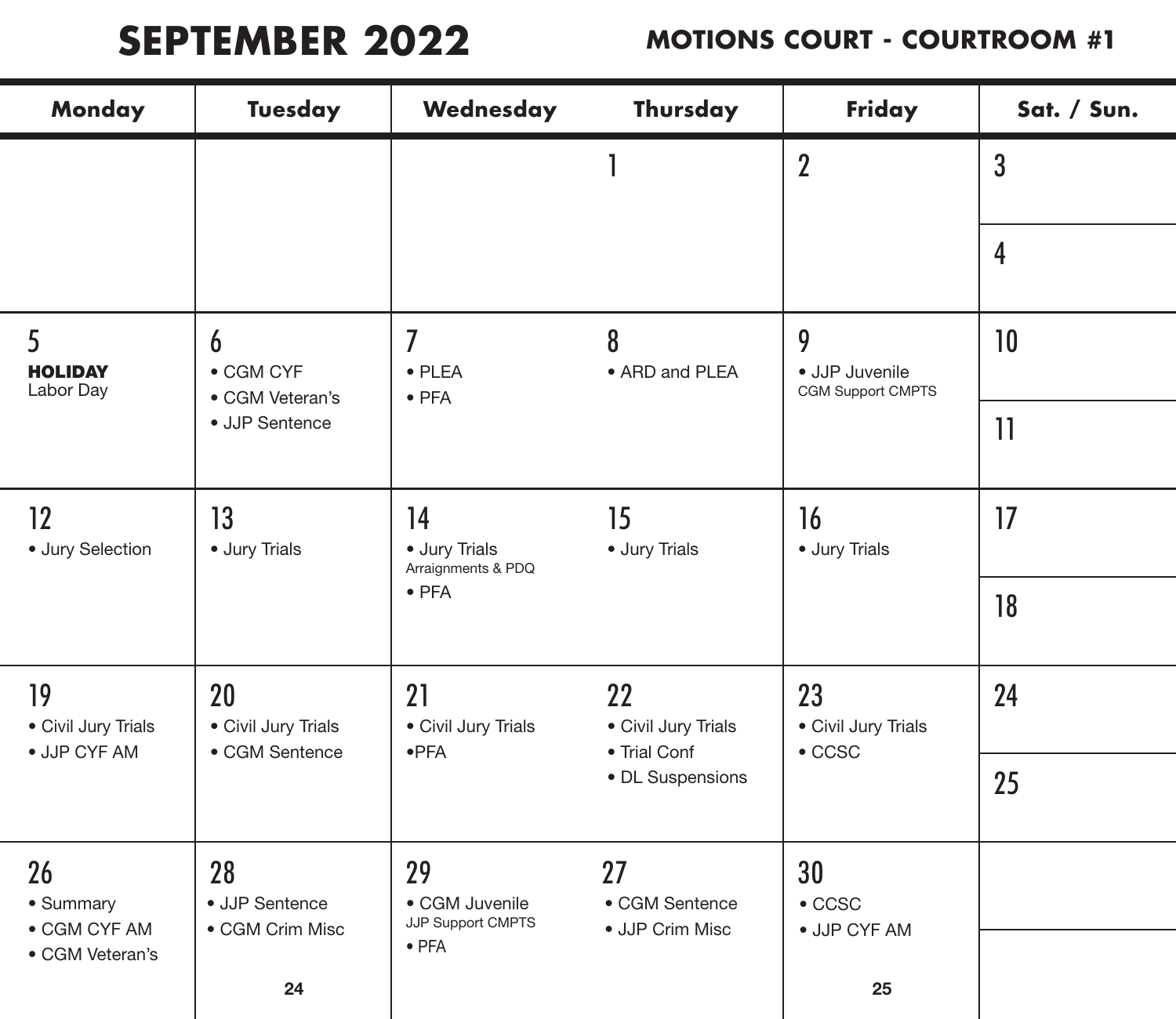# SEPTEMBER 2022

## MOTIONS COURT - COURTROOM #1

| Monday | Tuesday | Wednesday | Thursday | Friday | Sat. / Sun. |
|---|---|---|---|---|---|
| | | | 1 | 2 | 3 / 4 |
| 5 **HOLIDAY** Labor Day | 6 • CGM CYF • CGM Veteran's • JJP Sentence | 7 • PLEA • PFA | 8 • ARD and PLEA | 9 • JJP Juvenile CGM Support CMPTS | 10 / 11 |
| 12 • Jury Selection | 13 • Jury Trials | 14 • Jury Trials Arraignments & PDQ • PFA | 15 • Jury Trials | 16 • Jury Trials | 17 / 18 |
| 19 • Civil Jury Trials • JJP CYF AM | 20 • Civil Jury Trials • CGM Sentence | 21 • Civil Jury Trials •PFA | 22 • Civil Jury Trials • Trial Conf • DL Suspensions | 23 • Civil Jury Trials • CCSC | 24 / 25 |
| 26 • Summary • CGM CYF AM • CGM Veteran's | 28 • JJP Sentence • CGM Crim Misc | 29 • CGM Juvenile JJP Support CMPTS • PFA | 27 • CGM Sentence • JJP Crim Misc | 30 • CCSC • JJP CYF AM | |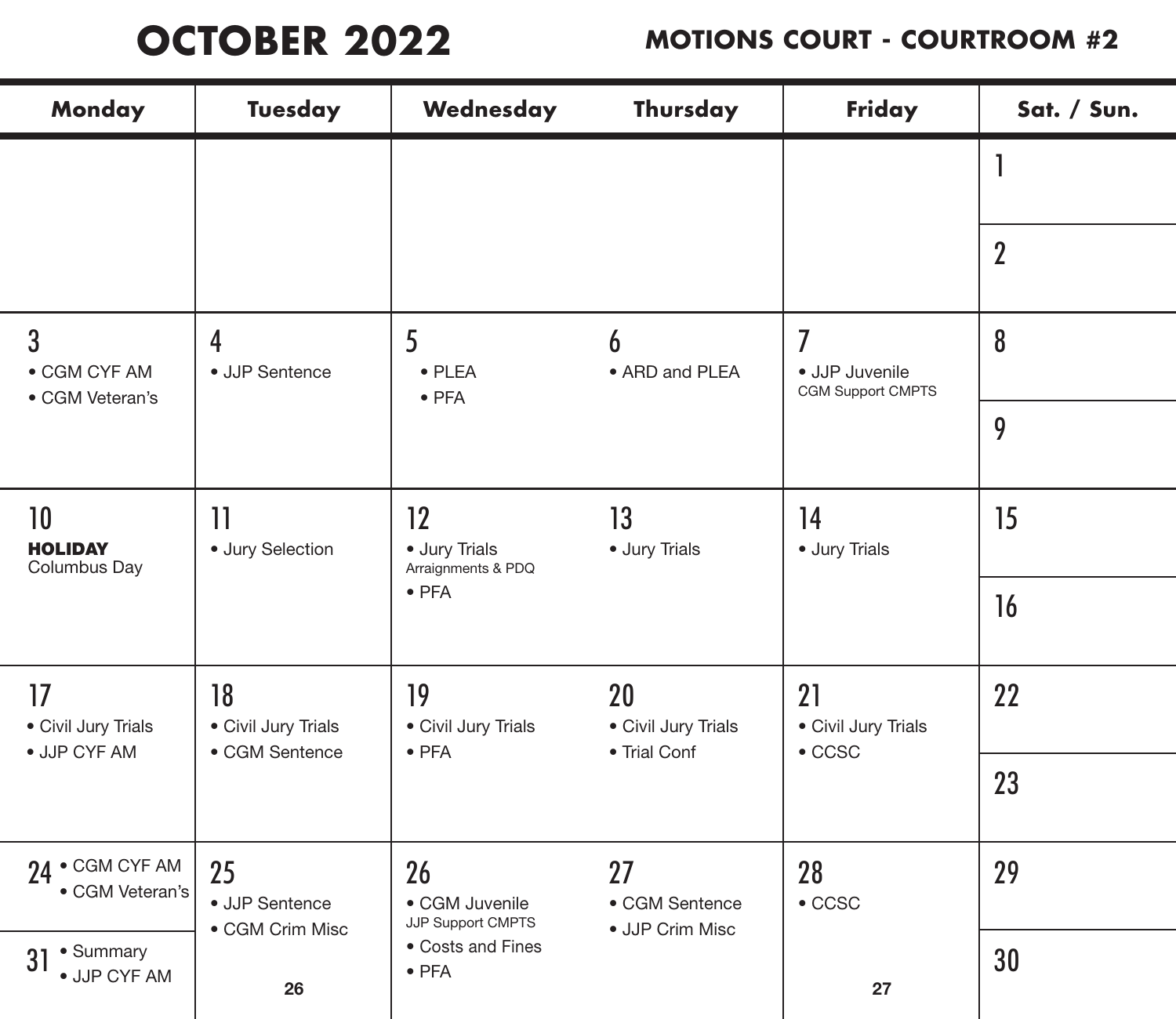# OCTOBER 2022

## MOTIONS COURT - COURTROOM #2

| Monday | Tuesday | Wednesday | Thursday | Friday | Sat. / Sun. |
|---|---|---|---|---|---|
| | | | | | 1<br><br>2 |
| 3<br>• CGM CYF AM<br>• CGM Veteran's | 4<br>• JJP Sentence | 5<br>• PLEA<br>• PFA | 6<br>• ARD and PLEA | 7<br>• JJP Juvenile<br>CGM Support CMPTS | 8<br><br>9 |
| 10<br>**HOLIDAY**<br>Columbus Day | 11<br>• Jury Selection | 12<br>• Jury Trials<br>Arraignments & PDQ<br>• PFA | 13<br>• Jury Trials | 14<br>• Jury Trials | 15<br><br>16 |
| 17<br>• Civil Jury Trials<br>• JJP CYF AM | 18<br>• Civil Jury Trials<br>• CGM Sentence | 19<br>• Civil Jury Trials<br>• PFA | 20<br>• Civil Jury Trials<br>• Trial Conf | 21<br>• Civil Jury Trials<br>• CCSC | 22<br><br>23 |
| 24<br>• CGM CYF AM<br>• CGM Veteran's<br><br>31<br>• Summary<br>• JJP CYF AM | 25<br>• JJP Sentence<br>• CGM Crim Misc | 26<br>• CGM Juvenile<br>JJP Support CMPTS<br>• Costs and Fines<br>• PFA | 27<br>• CGM Sentence<br>• JJP Crim Misc | 28<br>• CCSC | 29<br><br>30 |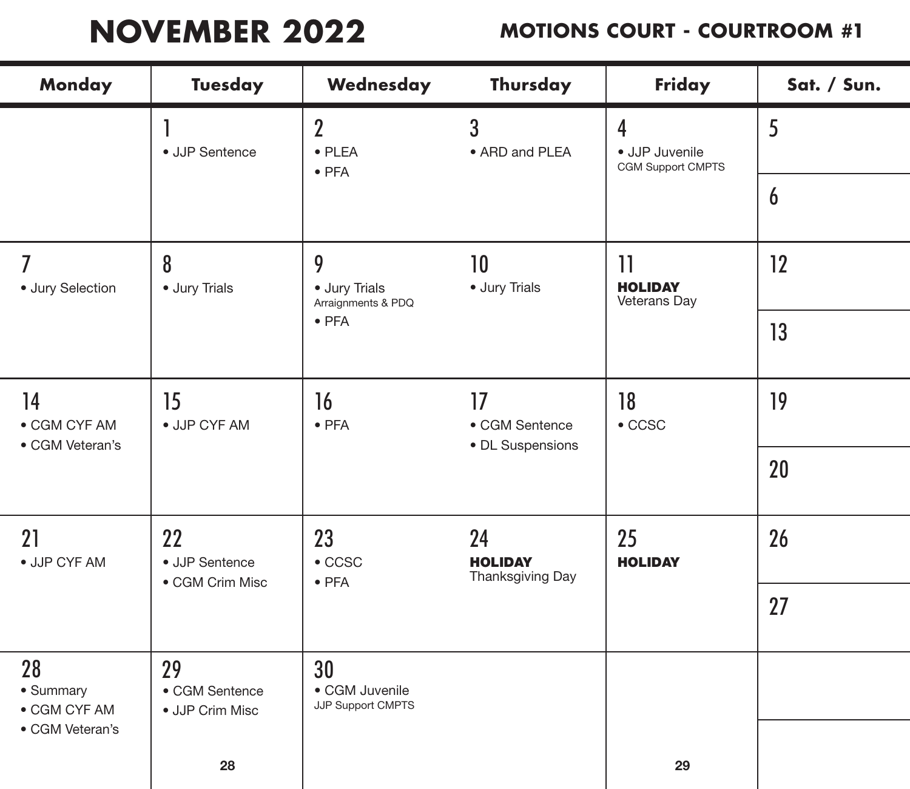# NOVEMBER 2022

## MOTIONS COURT - COURTROOM #1

| Monday | Tuesday | Wednesday | Thursday | Friday | Sat. / Sun. |
|---|---|---|---|---|---|
| | 1<br>• JJP Sentence | 2<br>• PLEA<br>• PFA | 3<br>• ARD and PLEA | 4<br>• JJP Juvenile<br>CGM Support CMPTS | 5<br><br>6 |
| 7<br>• Jury Selection | 8<br>• Jury Trials | 9<br>• Jury Trials<br>Arraignments & PDQ<br>• PFA | 10<br>• Jury Trials | 11<br>**HOLIDAY**<br>Veterans Day | 12<br><br>13 |
| 14<br>• CGM CYF AM<br>• CGM Veteran's | 15<br>• JJP CYF AM | 16<br>• PFA | 17<br>• CGM Sentence<br>• DL Suspensions | 18<br>• CCSC | 19<br><br>20 |
| 21<br>• JJP CYF AM | 22<br>• JJP Sentence<br>• CGM Crim Misc | 23<br>• CCSC<br>• PFA | 24<br>**HOLIDAY**<br>Thanksgiving Day | 25<br>**HOLIDAY** | 26<br><br>27 |
| 28<br>• Summary<br>• CGM CYF AM<br>• CGM Veteran's | 29<br>• CGM Sentence<br>• JJP Crim Misc | 30<br>• CGM Juvenile<br>JJP Support CMPTS | | | |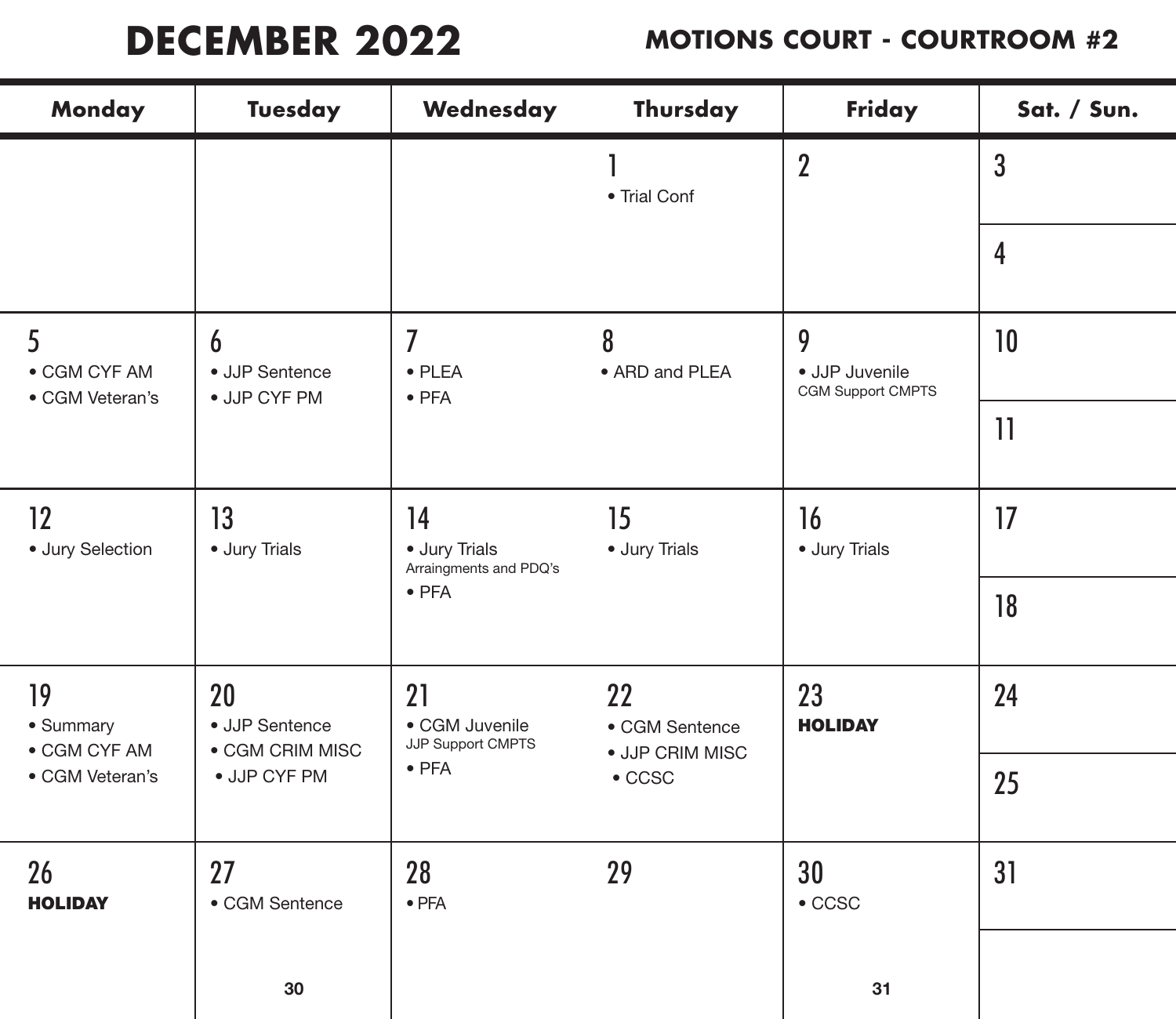# DECEMBER 2022

## MOTIONS COURT - COURTROOM #2

| Monday | Tuesday | Wednesday | Thursday | Friday | Sat. / Sun. |
|---|---|---|---|---|---|
| | | | 1 • Trial Conf | 2 | 3 / 4 |
| 5 • CGM CYF AM • CGM Veteran's | 6 • JJP Sentence • JJP CYF PM | 7 • PLEA • PFA | 8 • ARD and PLEA | 9 • JJP Juvenile CGM Support CMPTS | 10 / 11 |
| 12 • Jury Selection | 13 • Jury Trials | 14 • Jury Trials Arraingments and PDQ's • PFA | 15 • Jury Trials | 16 • Jury Trials | 17 / 18 |
| 19 • Summary • CGM CYF AM • CGM Veteran's | 20 • JJP Sentence • CGM CRIM MISC • JJP CYF PM | 21 • CGM Juvenile JJP Support CMPTS • PFA | 22 • CGM Sentence • JJP CRIM MISC • CCSC | 23 **HOLIDAY** | 24 / 25 |
| 26 **HOLIDAY** | 27 • CGM Sentence | 28 • PFA | 29 | 30 • CCSC | 31 |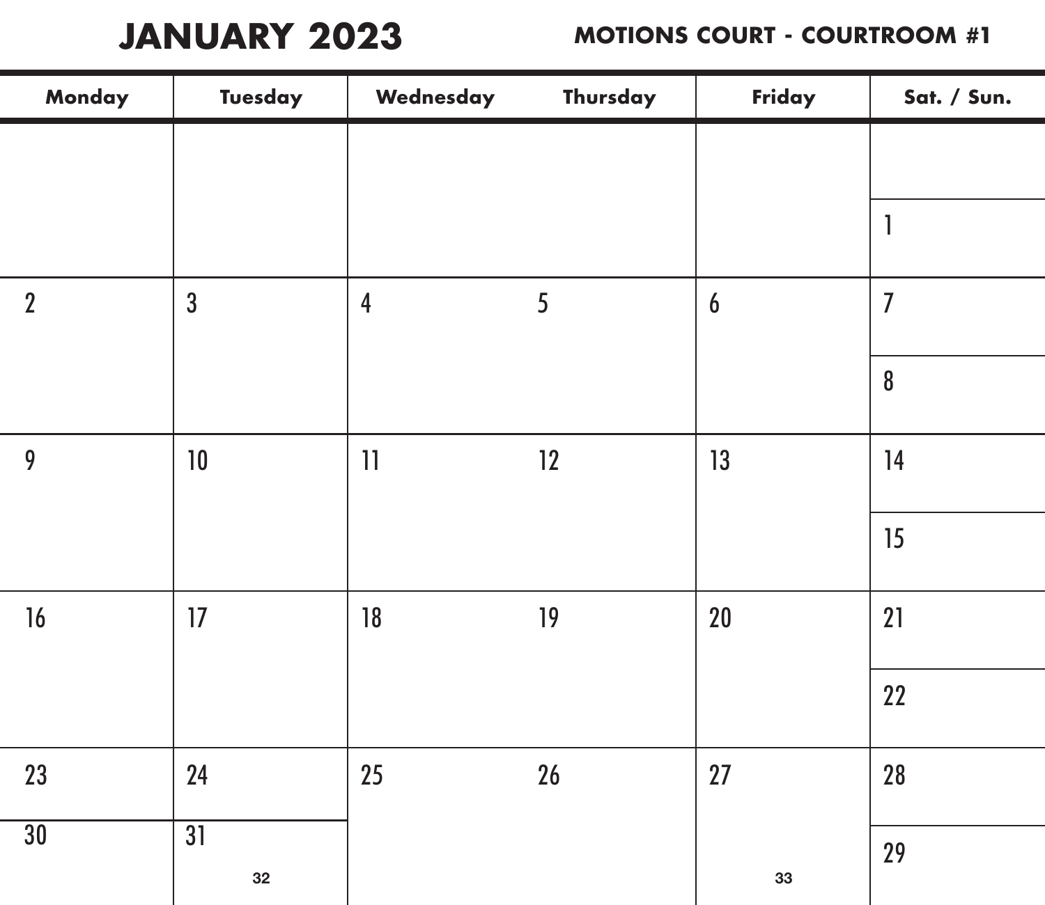# JANUARY 2023

**MOTIONS COURT - COURTROOM #1**

| Monday | Tuesday | Wednesday | Thursday | Friday | Sat. / Sun. |
| --- | --- | --- | --- | --- | --- |
| | | | | | 1 |
| 2 | 3 | 4 | 5 | 6 | 7 / 8 |
| 9 | 10 | 11 | 12 | 13 | 14 / 15 |
| 16 | 17 | 18 | 19 | 20 | 21 / 22 |
| 23 / 30 | 24 / 31 | 25 | 26 | 27 | 28 / 29 |

32

33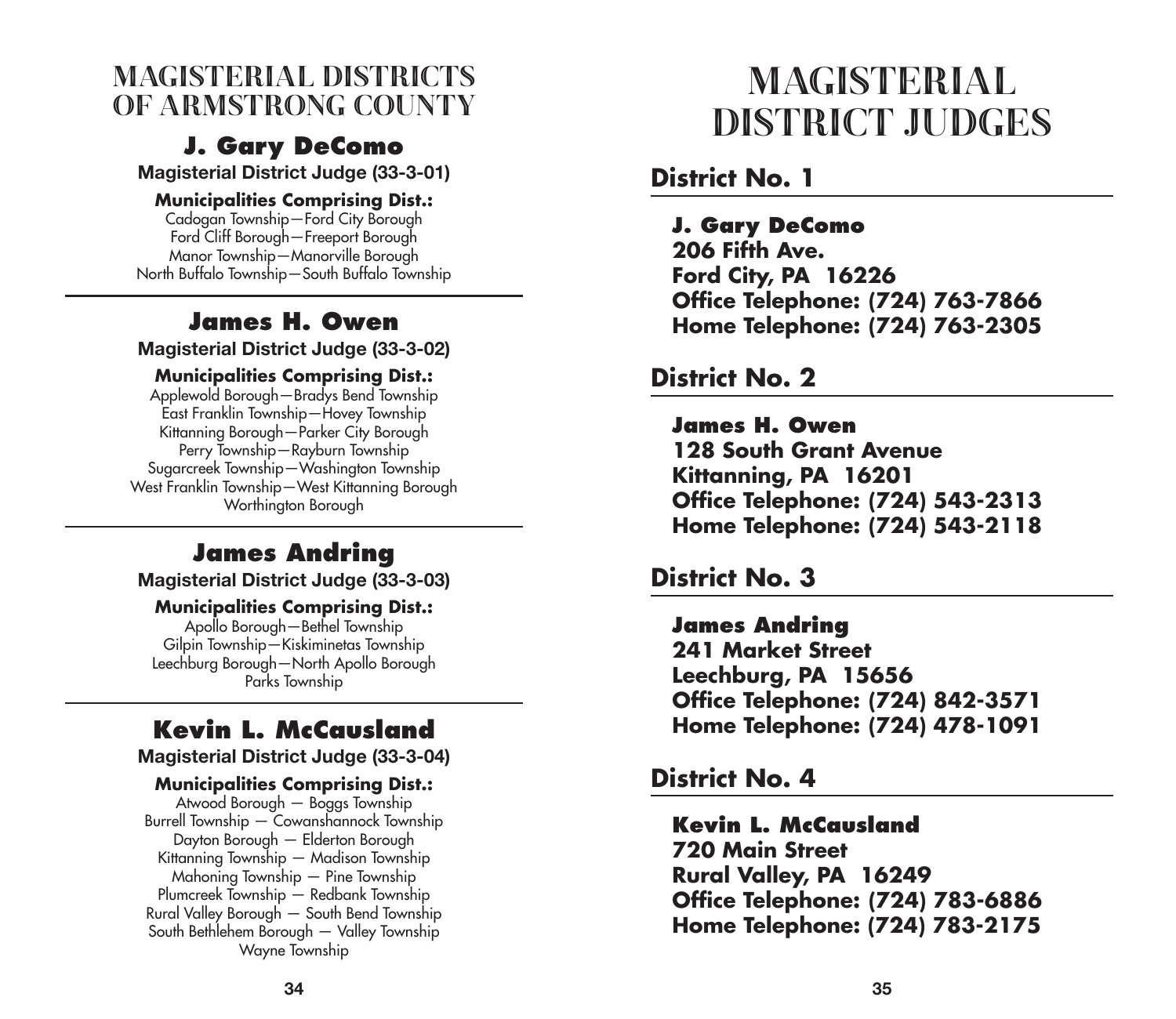# MAGISTERIAL DISTRICTS OF ARMSTRONG COUNTY

## J. Gary DeComo

**Magisterial District Judge (33-3-01)**

**Municipalities Comprising Dist.:**

Cadogan Township—Ford City Borough
Ford Cliff Borough—Freeport Borough
Manor Township—Manorville Borough
North Buffalo Township—South Buffalo Township

---

## James H. Owen

**Magisterial District Judge (33-3-02)**

**Municipalities Comprising Dist.:**

Applewold Borough—Bradys Bend Township
East Franklin Township—Hovey Township
Kittanning Borough—Parker City Borough
Perry Township—Rayburn Township
Sugarcreek Township—Washington Township
West Franklin Township—West Kittanning Borough
Worthington Borough

---

## James Andring

**Magisterial District Judge (33-3-03)**

**Municipalities Comprising Dist.:**

Apollo Borough—Bethel Township
Gilpin Township—Kiskiminetas Township
Leechburg Borough—North Apollo Borough
Parks Township

---

## Kevin L. McCausland

**Magisterial District Judge (33-3-04)**

**Municipalities Comprising Dist.:**

Atwood Borough — Boggs Township
Burrell Township — Cowanshannock Township
Dayton Borough — Elderton Borough
Kittanning Township — Madison Township
Mahoning Township — Pine Township
Plumcreek Township — Redbank Township
Rural Valley Borough — South Bend Township
South Bethlehem Borough — Valley Township
Wayne Township

# MAGISTERIAL DISTRICT JUDGES

## District No. 1

**J. Gary DeComo**
**206 Fifth Ave.**
**Ford City, PA 16226**
**Office Telephone: (724) 763-7866**
**Home Telephone: (724) 763-2305**

## District No. 2

**James H. Owen**
**128 South Grant Avenue**
**Kittanning, PA 16201**
**Office Telephone: (724) 543-2313**
**Home Telephone: (724) 543-2118**

## District No. 3

**James Andring**
**241 Market Street**
**Leechburg, PA 15656**
**Office Telephone: (724) 842-3571**
**Home Telephone: (724) 478-1091**

## District No. 4

**Kevin L. McCausland**
**720 Main Street**
**Rural Valley, PA 16249**
**Office Telephone: (724) 783-6886**
**Home Telephone: (724) 783-2175**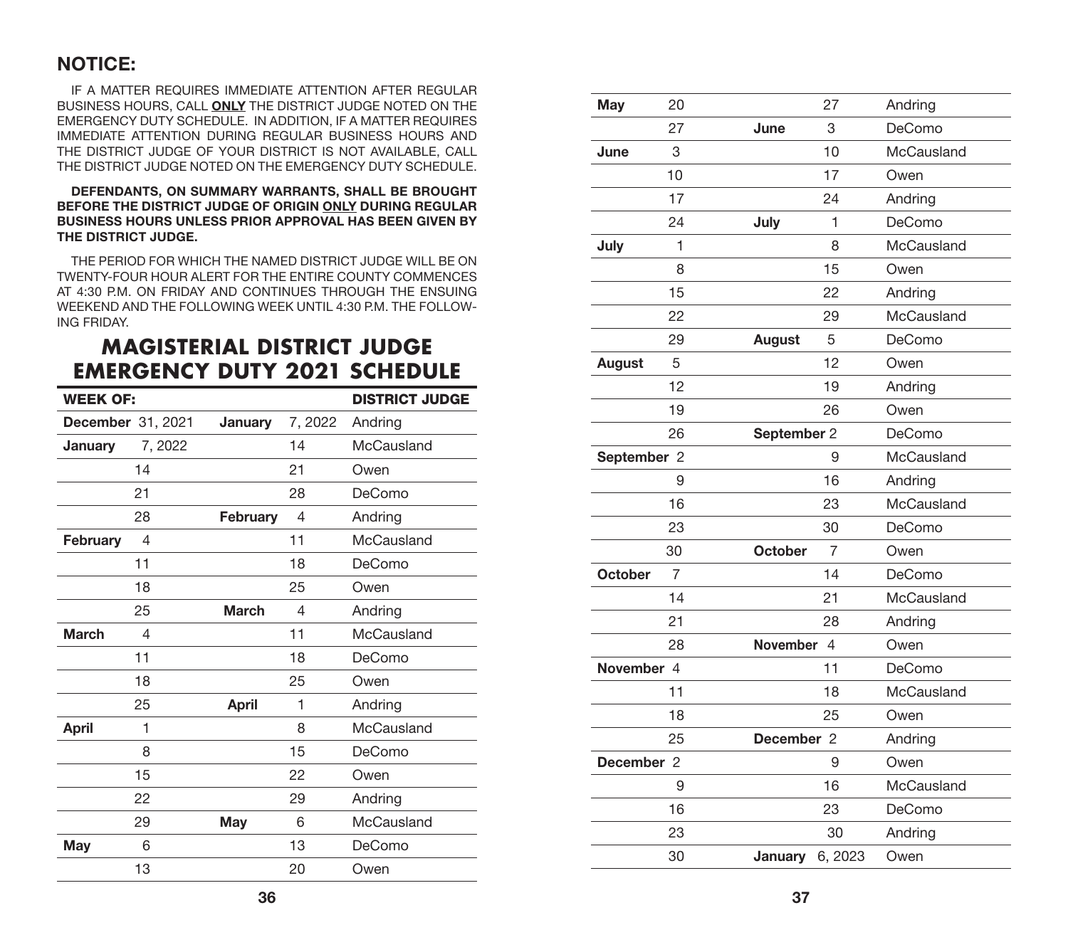## NOTICE:

IF A MATTER REQUIRES IMMEDIATE ATTENTION AFTER REGULAR BUSINESS HOURS, CALL **ONLY** THE DISTRICT JUDGE NOTED ON THE EMERGENCY DUTY SCHEDULE. IN ADDITION, IF A MATTER REQUIRES IMMEDIATE ATTENTION DURING REGULAR BUSINESS HOURS AND THE DISTRICT JUDGE OF YOUR DISTRICT IS NOT AVAILABLE, CALL THE DISTRICT JUDGE NOTED ON THE EMERGENCY DUTY SCHEDULE.

**DEFENDANTS, ON SUMMARY WARRANTS, SHALL BE BROUGHT BEFORE THE DISTRICT JUDGE OF ORIGIN ONLY DURING REGULAR BUSINESS HOURS UNLESS PRIOR APPROVAL HAS BEEN GIVEN BY THE DISTRICT JUDGE.**

THE PERIOD FOR WHICH THE NAMED DISTRICT JUDGE WILL BE ON TWENTY-FOUR HOUR ALERT FOR THE ENTIRE COUNTY COMMENCES AT 4:30 P.M. ON FRIDAY AND CONTINUES THROUGH THE ENSUING WEEKEND AND THE FOLLOWING WEEK UNTIL 4:30 P.M. THE FOLLOWING FRIDAY.

# MAGISTERIAL DISTRICT JUDGE EMERGENCY DUTY 2021 SCHEDULE

| WEEK OF: | | | | DISTRICT JUDGE |
|---|---|---|---|---|
| **December** | 31, 2021 | **January** | 7, 2022 | Andring |
| **January** | 7, 2022 | | 14 | McCausland |
| | 14 | | 21 | Owen |
| | 21 | | 28 | DeComo |
| | 28 | **February** | 4 | Andring |
| **February** | 4 | | 11 | McCausland |
| | 11 | | 18 | DeComo |
| | 18 | | 25 | Owen |
| | 25 | **March** | 4 | Andring |
| **March** | 4 | | 11 | McCausland |
| | 11 | | 18 | DeComo |
| | 18 | | 25 | Owen |
| | 25 | **April** | 1 | Andring |
| **April** | 1 | | 8 | McCausland |
| | 8 | | 15 | DeComo |
| | 15 | | 22 | Owen |
| | 22 | | 29 | Andring |
| | 29 | **May** | 6 | McCausland |
| **May** | 6 | | 13 | DeComo |
| | 13 | | 20 | Owen |
| **May** | 20 | | 27 | Andring |
| | 27 | **June** | 3 | DeComo |
| **June** | 3 | | 10 | McCausland |
| | 10 | | 17 | Owen |
| | 17 | | 24 | Andring |
| | 24 | **July** | 1 | DeComo |
| **July** | 1 | | 8 | McCausland |
| | 8 | | 15 | Owen |
| | 15 | | 22 | Andring |
| | 22 | | 29 | McCausland |
| | 29 | **August** | 5 | DeComo |
| **August** | 5 | | 12 | Owen |
| | 12 | | 19 | Andring |
| | 19 | | 26 | Owen |
| | 26 | **September** | 2 | DeComo |
| **September** | 2 | | 9 | McCausland |
| | 9 | | 16 | Andring |
| | 16 | | 23 | McCausland |
| | 23 | | 30 | DeComo |
| | 30 | **October** | 7 | Owen |
| **October** | 7 | | 14 | DeComo |
| | 14 | | 21 | McCausland |
| | 21 | | 28 | Andring |
| | 28 | **November** | 4 | Owen |
| **November** | 4 | | 11 | DeComo |
| | 11 | | 18 | McCausland |
| | 18 | | 25 | Owen |
| | 25 | **December** | 2 | Andring |
| **December** | 2 | | 9 | Owen |
| | 9 | | 16 | McCausland |
| | 16 | | 23 | DeComo |
| | 23 | | 30 | Andring |
| | 30 | **January** | 6, 2023 | Owen |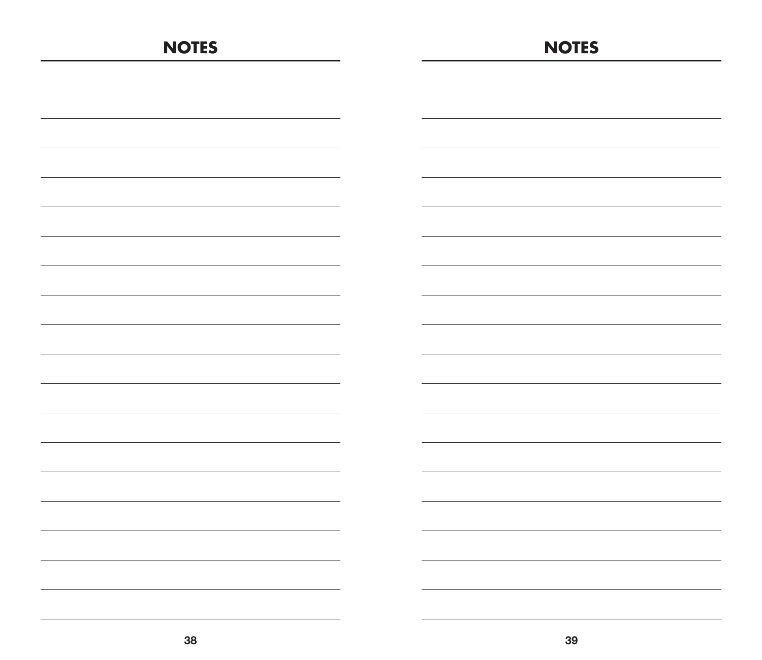## NOTES

## NOTES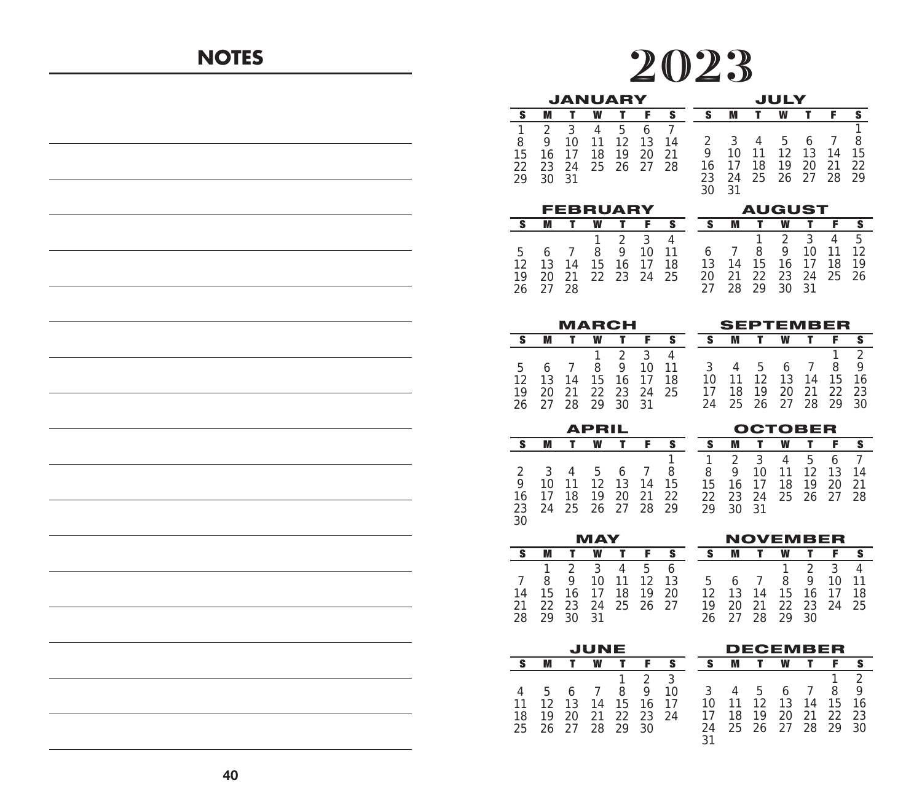## NOTES

# 2023

### JANUARY

| S | M | T | W | T | F | S |
|---|---|---|---|---|---|---|
| 1 | 2 | 3 | 4 | 5 | 6 | 7 |
| 8 | 9 | 10 | 11 | 12 | 13 | 14 |
| 15 | 16 | 17 | 18 | 19 | 20 | 21 |
| 22 | 23 | 24 | 25 | 26 | 27 | 28 |
| 29 | 30 | 31 | | | | |

### FEBRUARY

| S | M | T | W | T | F | S |
|---|---|---|---|---|---|---|
| | | | 1 | 2 | 3 | 4 |
| 5 | 6 | 7 | 8 | 9 | 10 | 11 |
| 12 | 13 | 14 | 15 | 16 | 17 | 18 |
| 19 | 20 | 21 | 22 | 23 | 24 | 25 |
| 26 | 27 | 28 | | | | |

### MARCH

| S | M | T | W | T | F | S |
|---|---|---|---|---|---|---|
| | | | 1 | 2 | 3 | 4 |
| 5 | 6 | 7 | 8 | 9 | 10 | 11 |
| 12 | 13 | 14 | 15 | 16 | 17 | 18 |
| 19 | 20 | 21 | 22 | 23 | 24 | 25 |
| 26 | 27 | 28 | 29 | 30 | 31 | |

### APRIL

| S | M | T | W | T | F | S |
|---|---|---|---|---|---|---|
| | | | | | | 1 |
| 2 | 3 | 4 | 5 | 6 | 7 | 8 |
| 9 | 10 | 11 | 12 | 13 | 14 | 15 |
| 16 | 17 | 18 | 19 | 20 | 21 | 22 |
| 23 | 24 | 25 | 26 | 27 | 28 | 29 |
| 30 | | | | | | |

### MAY

| S | M | T | W | T | F | S |
|---|---|---|---|---|---|---|
| | 1 | 2 | 3 | 4 | 5 | 6 |
| 7 | 8 | 9 | 10 | 11 | 12 | 13 |
| 14 | 15 | 16 | 17 | 18 | 19 | 20 |
| 21 | 22 | 23 | 24 | 25 | 26 | 27 |
| 28 | 29 | 30 | 31 | | | |

### JUNE

| S | M | T | W | T | F | S |
|---|---|---|---|---|---|---|
| | | | | 1 | 2 | 3 |
| 4 | 5 | 6 | 7 | 8 | 9 | 10 |
| 11 | 12 | 13 | 14 | 15 | 16 | 17 |
| 18 | 19 | 20 | 21 | 22 | 23 | 24 |
| 25 | 26 | 27 | 28 | 29 | 30 | |

### JULY

| S | M | T | W | T | F | S |
|---|---|---|---|---|---|---|
| | | | | | | 1 |
| 2 | 3 | 4 | 5 | 6 | 7 | 8 |
| 9 | 10 | 11 | 12 | 13 | 14 | 15 |
| 16 | 17 | 18 | 19 | 20 | 21 | 22 |
| 23 | 24 | 25 | 26 | 27 | 28 | 29 |
| 30 | 31 | | | | | |

### AUGUST

| S | M | T | W | T | F | S |
|---|---|---|---|---|---|---|
| | | 1 | 2 | 3 | 4 | 5 |
| 6 | 7 | 8 | 9 | 10 | 11 | 12 |
| 13 | 14 | 15 | 16 | 17 | 18 | 19 |
| 20 | 21 | 22 | 23 | 24 | 25 | 26 |
| 27 | 28 | 29 | 30 | 31 | | |

### SEPTEMBER

| S | M | T | W | T | F | S |
|---|---|---|---|---|---|---|
| | | | | | 1 | 2 |
| 3 | 4 | 5 | 6 | 7 | 8 | 9 |
| 10 | 11 | 12 | 13 | 14 | 15 | 16 |
| 17 | 18 | 19 | 20 | 21 | 22 | 23 |
| 24 | 25 | 26 | 27 | 28 | 29 | 30 |

### OCTOBER

| S | M | T | W | T | F | S |
|---|---|---|---|---|---|---|
| 1 | 2 | 3 | 4 | 5 | 6 | 7 |
| 8 | 9 | 10 | 11 | 12 | 13 | 14 |
| 15 | 16 | 17 | 18 | 19 | 20 | 21 |
| 22 | 23 | 24 | 25 | 26 | 27 | 28 |
| 29 | 30 | 31 | | | | |

### NOVEMBER

| S | M | T | W | T | F | S |
|---|---|---|---|---|---|---|
| | | | 1 | 2 | 3 | 4 |
| 5 | 6 | 7 | 8 | 9 | 10 | 11 |
| 12 | 13 | 14 | 15 | 16 | 17 | 18 |
| 19 | 20 | 21 | 22 | 23 | 24 | 25 |
| 26 | 27 | 28 | 29 | 30 | | |

### DECEMBER

| S | M | T | W | T | F | S |
|---|---|---|---|---|---|---|
| | | | | | 1 | 2 |
| 3 | 4 | 5 | 6 | 7 | 8 | 9 |
| 10 | 11 | 12 | 13 | 14 | 15 | 16 |
| 17 | 18 | 19 | 20 | 21 | 22 | 23 |
| 24 | 25 | 26 | 27 | 28 | 29 | 30 |
| 31 | | | | | | |